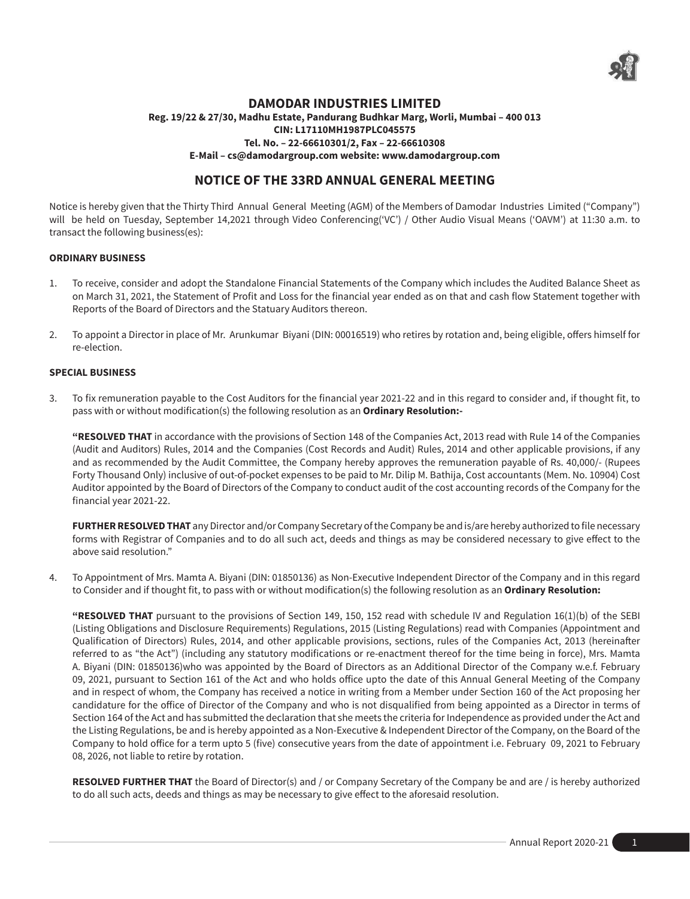# DAMODAR INDUSTRIES LIMITED

**Reg. 19/22 & 27/30, Madhu Estate, Pandurang Budhkar Marg, Worli, Mumbai – 400 013**
**CIN: L17110MH1987PLC045575**
**Tel. No. – 22-66610301/2, Fax – 22-66610308**
**E-Mail – cs@damodargroup.com website: www.damodargroup.com**

## NOTICE OF THE 33RD ANNUAL GENERAL MEETING

Notice is hereby given that the Thirty Third Annual General Meeting (AGM) of the Members of Damodar Industries Limited ("Company") will be held on Tuesday, September 14,2021 through Video Conferencing('VC') / Other Audio Visual Means ('OAVM') at 11:30 a.m. to transact the following business(es):

### ORDINARY BUSINESS

1. To receive, consider and adopt the Standalone Financial Statements of the Company which includes the Audited Balance Sheet as on March 31, 2021, the Statement of Profit and Loss for the financial year ended as on that and cash flow Statement together with Reports of the Board of Directors and the Statuary Auditors thereon.

2. To appoint a Director in place of Mr. Arunkumar Biyani (DIN: 00016519) who retires by rotation and, being eligible, offers himself for re-election.

### SPECIAL BUSINESS

3. To fix remuneration payable to the Cost Auditors for the financial year 2021-22 and in this regard to consider and, if thought fit, to pass with or without modification(s) the following resolution as an **Ordinary Resolution:-**

   **"RESOLVED THAT** in accordance with the provisions of Section 148 of the Companies Act, 2013 read with Rule 14 of the Companies (Audit and Auditors) Rules, 2014 and the Companies (Cost Records and Audit) Rules, 2014 and other applicable provisions, if any and as recommended by the Audit Committee, the Company hereby approves the remuneration payable of Rs. 40,000/- (Rupees Forty Thousand Only) inclusive of out-of-pocket expenses to be paid to Mr. Dilip M. Bathija, Cost accountants (Mem. No. 10904) Cost Auditor appointed by the Board of Directors of the Company to conduct audit of the cost accounting records of the Company for the financial year 2021-22.

   **FURTHER RESOLVED THAT** any Director and/or Company Secretary of the Company be and is/are hereby authorized to file necessary forms with Registrar of Companies and to do all such act, deeds and things as may be considered necessary to give effect to the above said resolution."

4. To Appointment of Mrs. Mamta A. Biyani (DIN: 01850136) as Non-Executive Independent Director of the Company and in this regard to Consider and if thought fit, to pass with or without modification(s) the following resolution as an **Ordinary Resolution:**

   **"RESOLVED THAT** pursuant to the provisions of Section 149, 150, 152 read with schedule IV and Regulation 16(1)(b) of the SEBI (Listing Obligations and Disclosure Requirements) Regulations, 2015 (Listing Regulations) read with Companies (Appointment and Qualification of Directors) Rules, 2014, and other applicable provisions, sections, rules of the Companies Act, 2013 (hereinafter referred to as "the Act") (including any statutory modifications or re-enactment thereof for the time being in force), Mrs. Mamta A. Biyani (DIN: 01850136)who was appointed by the Board of Directors as an Additional Director of the Company w.e.f. February 09, 2021, pursuant to Section 161 of the Act and who holds office upto the date of this Annual General Meeting of the Company and in respect of whom, the Company has received a notice in writing from a Member under Section 160 of the Act proposing her candidature for the office of Director of the Company and who is not disqualified from being appointed as a Director in terms of Section 164 of the Act and has submitted the declaration that she meets the criteria for Independence as provided under the Act and the Listing Regulations, be and is hereby appointed as a Non-Executive & Independent Director of the Company, on the Board of the Company to hold office for a term upto 5 (five) consecutive years from the date of appointment i.e. February 09, 2021 to February 08, 2026, not liable to retire by rotation.

   **RESOLVED FURTHER THAT** the Board of Director(s) and / or Company Secretary of the Company be and are / is hereby authorized to do all such acts, deeds and things as may be necessary to give effect to the aforesaid resolution.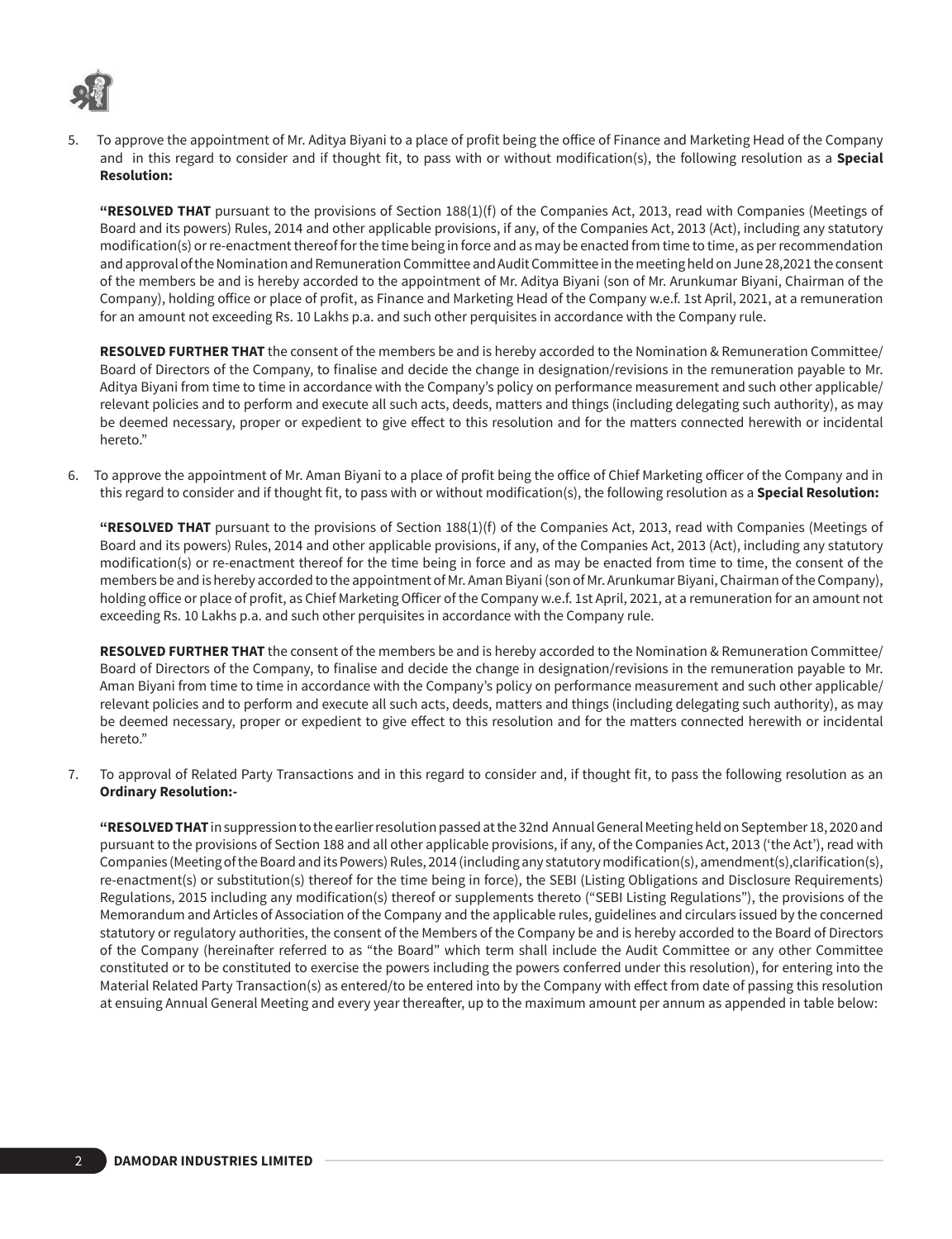5. To approve the appointment of Mr. Aditya Biyani to a place of profit being the office of Finance and Marketing Head of the Company and in this regard to consider and if thought fit, to pass with or without modification(s), the following resolution as a **Special Resolution:**

   **"RESOLVED THAT** pursuant to the provisions of Section 188(1)(f) of the Companies Act, 2013, read with Companies (Meetings of Board and its powers) Rules, 2014 and other applicable provisions, if any, of the Companies Act, 2013 (Act), including any statutory modification(s) or re-enactment thereof for the time being in force and as may be enacted from time to time, as per recommendation and approval of the Nomination and Remuneration Committee and Audit Committee in the meeting held on June 28,2021 the consent of the members be and is hereby accorded to the appointment of Mr. Aditya Biyani (son of Mr. Arunkumar Biyani, Chairman of the Company), holding office or place of profit, as Finance and Marketing Head of the Company w.e.f. 1st April, 2021, at a remuneration for an amount not exceeding Rs. 10 Lakhs p.a. and such other perquisites in accordance with the Company rule.

   **RESOLVED FURTHER THAT** the consent of the members be and is hereby accorded to the Nomination & Remuneration Committee/ Board of Directors of the Company, to finalise and decide the change in designation/revisions in the remuneration payable to Mr. Aditya Biyani from time to time in accordance with the Company's policy on performance measurement and such other applicable/ relevant policies and to perform and execute all such acts, deeds, matters and things (including delegating such authority), as may be deemed necessary, proper or expedient to give effect to this resolution and for the matters connected herewith or incidental hereto."

6. To approve the appointment of Mr. Aman Biyani to a place of profit being the office of Chief Marketing officer of the Company and in this regard to consider and if thought fit, to pass with or without modification(s), the following resolution as a **Special Resolution:**

   **"RESOLVED THAT** pursuant to the provisions of Section 188(1)(f) of the Companies Act, 2013, read with Companies (Meetings of Board and its powers) Rules, 2014 and other applicable provisions, if any, of the Companies Act, 2013 (Act), including any statutory modification(s) or re-enactment thereof for the time being in force and as may be enacted from time to time, the consent of the members be and is hereby accorded to the appointment of Mr. Aman Biyani (son of Mr. Arunkumar Biyani, Chairman of the Company), holding office or place of profit, as Chief Marketing Officer of the Company w.e.f. 1st April, 2021, at a remuneration for an amount not exceeding Rs. 10 Lakhs p.a. and such other perquisites in accordance with the Company rule.

   **RESOLVED FURTHER THAT** the consent of the members be and is hereby accorded to the Nomination & Remuneration Committee/ Board of Directors of the Company, to finalise and decide the change in designation/revisions in the remuneration payable to Mr. Aman Biyani from time to time in accordance with the Company's policy on performance measurement and such other applicable/ relevant policies and to perform and execute all such acts, deeds, matters and things (including delegating such authority), as may be deemed necessary, proper or expedient to give effect to this resolution and for the matters connected herewith or incidental hereto."

7. To approval of Related Party Transactions and in this regard to consider and, if thought fit, to pass the following resolution as an **Ordinary Resolution:-**

   **"RESOLVED THAT** in suppression to the earlier resolution passed at the 32nd Annual General Meeting held on September 18, 2020 and pursuant to the provisions of Section 188 and all other applicable provisions, if any, of the Companies Act, 2013 ('the Act'), read with Companies (Meeting of the Board and its Powers) Rules, 2014 (including any statutory modification(s), amendment(s),clarification(s), re-enactment(s) or substitution(s) thereof for the time being in force), the SEBI (Listing Obligations and Disclosure Requirements) Regulations, 2015 including any modification(s) thereof or supplements thereto ("SEBI Listing Regulations"), the provisions of the Memorandum and Articles of Association of the Company and the applicable rules, guidelines and circulars issued by the concerned statutory or regulatory authorities, the consent of the Members of the Company be and is hereby accorded to the Board of Directors of the Company (hereinafter referred to as "the Board" which term shall include the Audit Committee or any other Committee constituted or to be constituted to exercise the powers including the powers conferred under this resolution), for entering into the Material Related Party Transaction(s) as entered/to be entered into by the Company with effect from date of passing this resolution at ensuing Annual General Meeting and every year thereafter, up to the maximum amount per annum as appended in table below: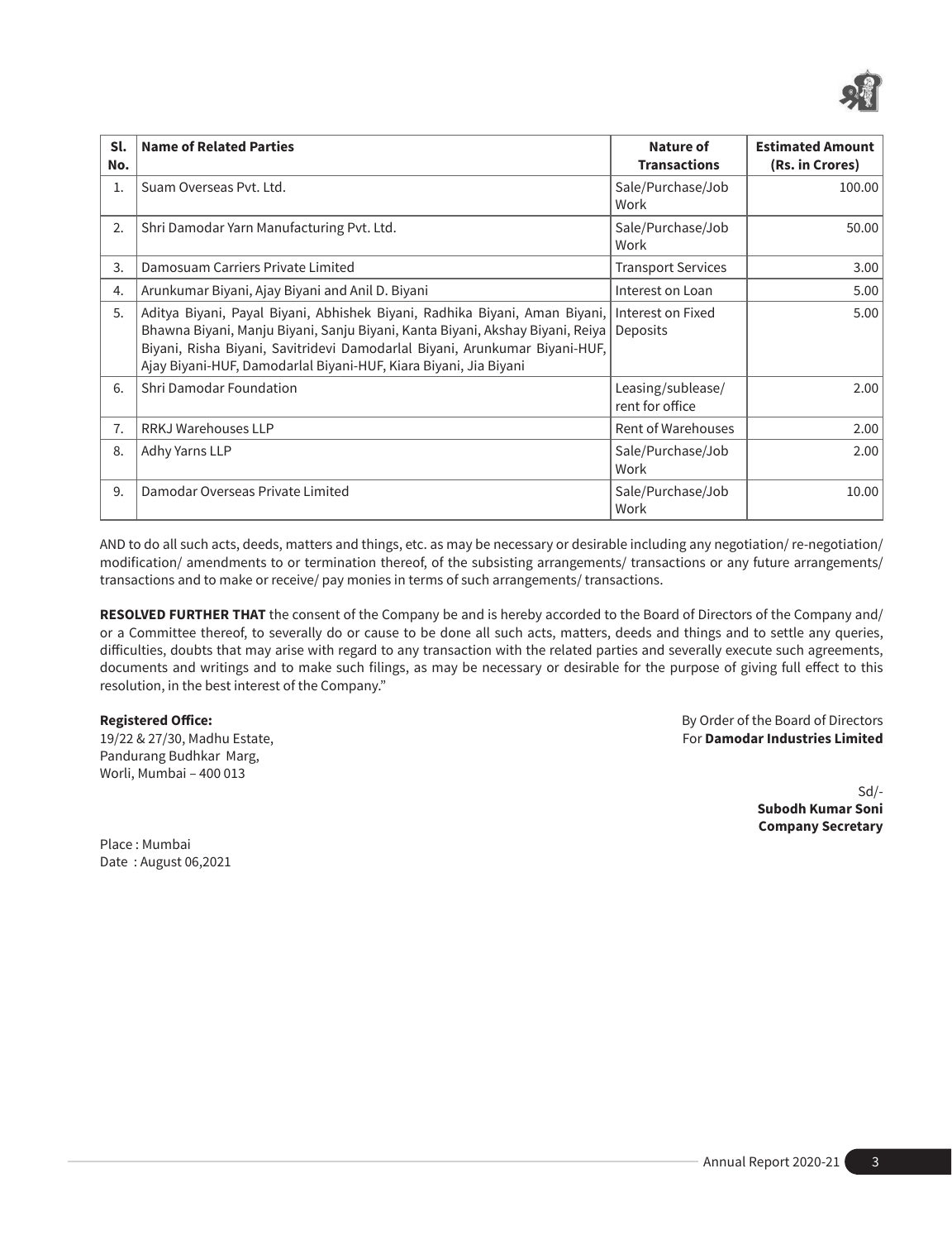| Sl. No. | Name of Related Parties | Nature of Transactions | Estimated Amount (Rs. in Crores) |
|---|---|---|---|
| 1. | Suam Overseas Pvt. Ltd. | Sale/Purchase/Job Work | 100.00 |
| 2. | Shri Damodar Yarn Manufacturing Pvt. Ltd. | Sale/Purchase/Job Work | 50.00 |
| 3. | Damosuam Carriers Private Limited | Transport Services | 3.00 |
| 4. | Arunkumar Biyani, Ajay Biyani and Anil D. Biyani | Interest on Loan | 5.00 |
| 5. | Aditya Biyani, Payal Biyani, Abhishek Biyani, Radhika Biyani, Aman Biyani, Bhawna Biyani, Manju Biyani, Sanju Biyani, Kanta Biyani, Akshay Biyani, Reiya Biyani, Risha Biyani, Savitridevi Damodarlal Biyani, Arunkumar Biyani-HUF, Ajay Biyani-HUF, Damodarlal Biyani-HUF, Kiara Biyani, Jia Biyani | Interest on Fixed Deposits | 5.00 |
| 6. | Shri Damodar Foundation | Leasing/sublease/ rent for office | 2.00 |
| 7. | RRKJ Warehouses LLP | Rent of Warehouses | 2.00 |
| 8. | Adhy Yarns LLP | Sale/Purchase/Job Work | 2.00 |
| 9. | Damodar Overseas Private Limited | Sale/Purchase/Job Work | 10.00 |

AND to do all such acts, deeds, matters and things, etc. as may be necessary or desirable including any negotiation/ re-negotiation/ modification/ amendments to or termination thereof, of the subsisting arrangements/ transactions or any future arrangements/ transactions and to make or receive/ pay monies in terms of such arrangements/ transactions.

**RESOLVED FURTHER THAT** the consent of the Company be and is hereby accorded to the Board of Directors of the Company and/ or a Committee thereof, to severally do or cause to be done all such acts, matters, deeds and things and to settle any queries, difficulties, doubts that may arise with regard to any transaction with the related parties and severally execute such agreements, documents and writings and to make such filings, as may be necessary or desirable for the purpose of giving full effect to this resolution, in the best interest of the Company."

**Registered Office:**
19/22 & 27/30, Madhu Estate,
Pandurang Budhkar Marg,
Worli, Mumbai – 400 013

By Order of the Board of Directors
For **Damodar Industries Limited**

Sd/-
**Subodh Kumar Soni**
**Company Secretary**

Place : Mumbai
Date : August 06,2021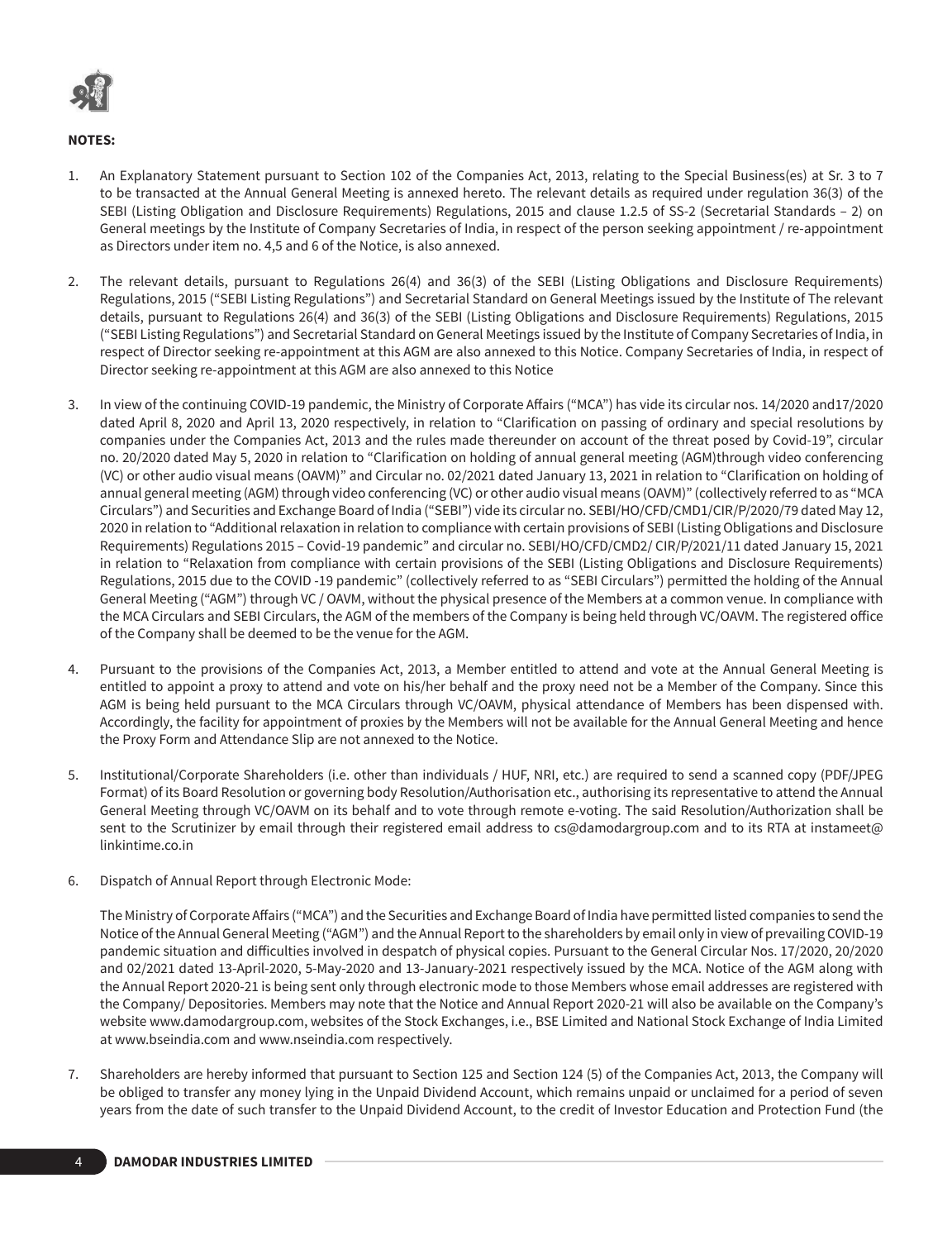**NOTES:**

1. An Explanatory Statement pursuant to Section 102 of the Companies Act, 2013, relating to the Special Business(es) at Sr. 3 to 7 to be transacted at the Annual General Meeting is annexed hereto. The relevant details as required under regulation 36(3) of the SEBI (Listing Obligation and Disclosure Requirements) Regulations, 2015 and clause 1.2.5 of SS-2 (Secretarial Standards – 2) on General meetings by the Institute of Company Secretaries of India, in respect of the person seeking appointment / re-appointment as Directors under item no. 4,5 and 6 of the Notice, is also annexed.

2. The relevant details, pursuant to Regulations 26(4) and 36(3) of the SEBI (Listing Obligations and Disclosure Requirements) Regulations, 2015 ("SEBI Listing Regulations") and Secretarial Standard on General Meetings issued by the Institute of The relevant details, pursuant to Regulations 26(4) and 36(3) of the SEBI (Listing Obligations and Disclosure Requirements) Regulations, 2015 ("SEBI Listing Regulations") and Secretarial Standard on General Meetings issued by the Institute of Company Secretaries of India, in respect of Director seeking re-appointment at this AGM are also annexed to this Notice. Company Secretaries of India, in respect of Director seeking re-appointment at this AGM are also annexed to this Notice

3. In view of the continuing COVID-19 pandemic, the Ministry of Corporate Affairs ("MCA") has vide its circular nos. 14/2020 and17/2020 dated April 8, 2020 and April 13, 2020 respectively, in relation to "Clarification on passing of ordinary and special resolutions by companies under the Companies Act, 2013 and the rules made thereunder on account of the threat posed by Covid-19", circular no. 20/2020 dated May 5, 2020 in relation to "Clarification on holding of annual general meeting (AGM)through video conferencing (VC) or other audio visual means (OAVM)" and Circular no. 02/2021 dated January 13, 2021 in relation to "Clarification on holding of annual general meeting (AGM) through video conferencing (VC) or other audio visual means (OAVM)" (collectively referred to as "MCA Circulars") and Securities and Exchange Board of India ("SEBI") vide its circular no. SEBI/HO/CFD/CMD1/CIR/P/2020/79 dated May 12, 2020 in relation to "Additional relaxation in relation to compliance with certain provisions of SEBI (Listing Obligations and Disclosure Requirements) Regulations 2015 – Covid-19 pandemic" and circular no. SEBI/HO/CFD/CMD2/ CIR/P/2021/11 dated January 15, 2021 in relation to "Relaxation from compliance with certain provisions of the SEBI (Listing Obligations and Disclosure Requirements) Regulations, 2015 due to the COVID -19 pandemic" (collectively referred to as "SEBI Circulars") permitted the holding of the Annual General Meeting ("AGM") through VC / OAVM, without the physical presence of the Members at a common venue. In compliance with the MCA Circulars and SEBI Circulars, the AGM of the members of the Company is being held through VC/OAVM. The registered office of the Company shall be deemed to be the venue for the AGM.

4. Pursuant to the provisions of the Companies Act, 2013, a Member entitled to attend and vote at the Annual General Meeting is entitled to appoint a proxy to attend and vote on his/her behalf and the proxy need not be a Member of the Company. Since this AGM is being held pursuant to the MCA Circulars through VC/OAVM, physical attendance of Members has been dispensed with. Accordingly, the facility for appointment of proxies by the Members will not be available for the Annual General Meeting and hence the Proxy Form and Attendance Slip are not annexed to the Notice.

5. Institutional/Corporate Shareholders (i.e. other than individuals / HUF, NRI, etc.) are required to send a scanned copy (PDF/JPEG Format) of its Board Resolution or governing body Resolution/Authorisation etc., authorising its representative to attend the Annual General Meeting through VC/OAVM on its behalf and to vote through remote e-voting. The said Resolution/Authorization shall be sent to the Scrutinizer by email through their registered email address to cs@damodargroup.com and to its RTA at instameet@linkintime.co.in

6. Dispatch of Annual Report through Electronic Mode:

   The Ministry of Corporate Affairs ("MCA") and the Securities and Exchange Board of India have permitted listed companies to send the Notice of the Annual General Meeting ("AGM") and the Annual Report to the shareholders by email only in view of prevailing COVID-19 pandemic situation and difficulties involved in despatch of physical copies. Pursuant to the General Circular Nos. 17/2020, 20/2020 and 02/2021 dated 13-April-2020, 5-May-2020 and 13-January-2021 respectively issued by the MCA. Notice of the AGM along with the Annual Report 2020-21 is being sent only through electronic mode to those Members whose email addresses are registered with the Company/ Depositories. Members may note that the Notice and Annual Report 2020-21 will also be available on the Company's website www.damodargroup.com, websites of the Stock Exchanges, i.e., BSE Limited and National Stock Exchange of India Limited at www.bseindia.com and www.nseindia.com respectively.

7. Shareholders are hereby informed that pursuant to Section 125 and Section 124 (5) of the Companies Act, 2013, the Company will be obliged to transfer any money lying in the Unpaid Dividend Account, which remains unpaid or unclaimed for a period of seven years from the date of such transfer to the Unpaid Dividend Account, to the credit of Investor Education and Protection Fund (the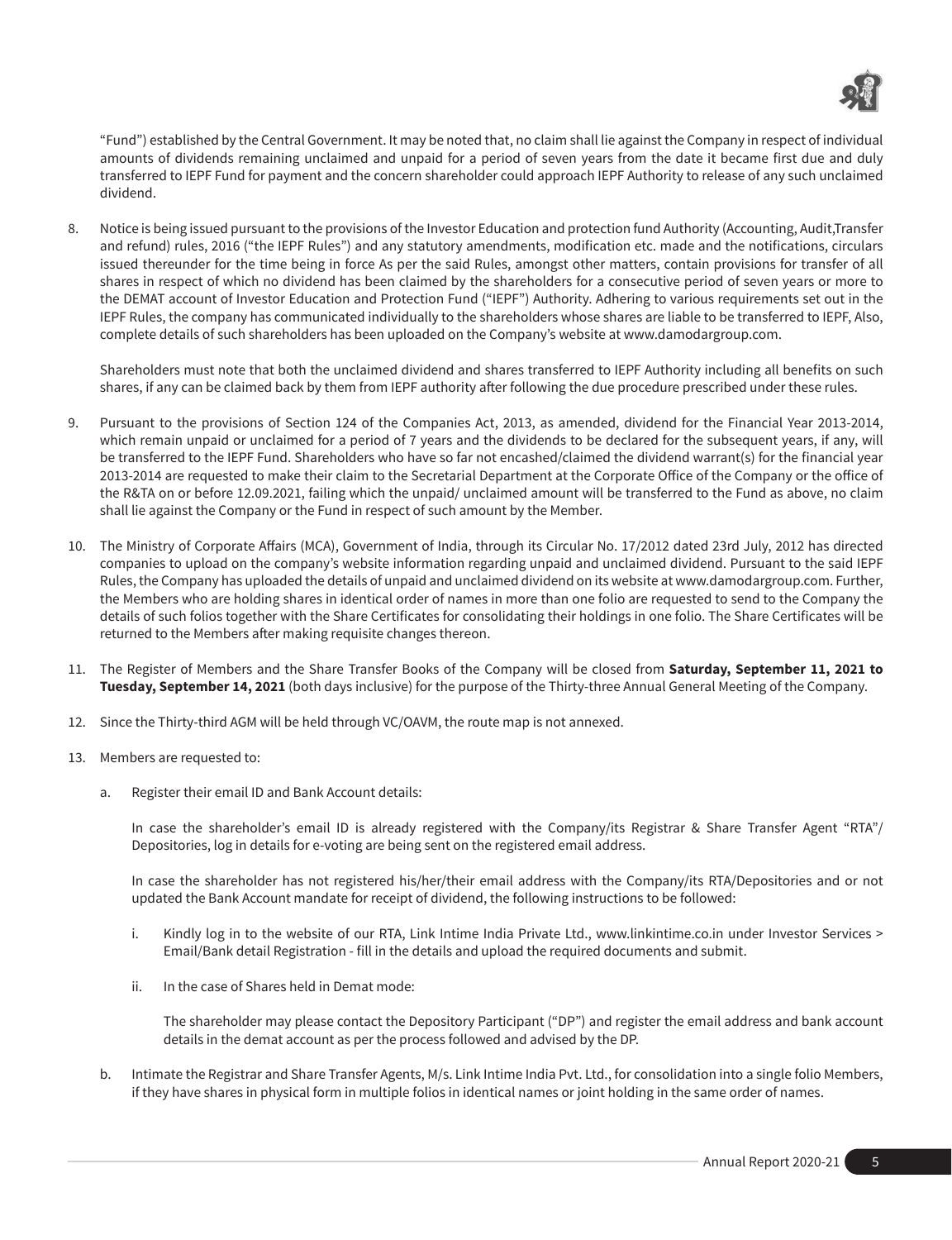"Fund") established by the Central Government. It may be noted that, no claim shall lie against the Company in respect of individual amounts of dividends remaining unclaimed and unpaid for a period of seven years from the date it became first due and duly transferred to IEPF Fund for payment and the concern shareholder could approach IEPF Authority to release of any such unclaimed dividend.

8. Notice is being issued pursuant to the provisions of the Investor Education and protection fund Authority (Accounting, Audit,Transfer and refund) rules, 2016 ("the IEPF Rules") and any statutory amendments, modification etc. made and the notifications, circulars issued thereunder for the time being in force As per the said Rules, amongst other matters, contain provisions for transfer of all shares in respect of which no dividend has been claimed by the shareholders for a consecutive period of seven years or more to the DEMAT account of Investor Education and Protection Fund ("IEPF") Authority. Adhering to various requirements set out in the IEPF Rules, the company has communicated individually to the shareholders whose shares are liable to be transferred to IEPF, Also, complete details of such shareholders has been uploaded on the Company's website at www.damodargroup.com.

   Shareholders must note that both the unclaimed dividend and shares transferred to IEPF Authority including all benefits on such shares, if any can be claimed back by them from IEPF authority after following the due procedure prescribed under these rules.

9. Pursuant to the provisions of Section 124 of the Companies Act, 2013, as amended, dividend for the Financial Year 2013-2014, which remain unpaid or unclaimed for a period of 7 years and the dividends to be declared for the subsequent years, if any, will be transferred to the IEPF Fund. Shareholders who have so far not encashed/claimed the dividend warrant(s) for the financial year 2013-2014 are requested to make their claim to the Secretarial Department at the Corporate Office of the Company or the office of the R&TA on or before 12.09.2021, failing which the unpaid/ unclaimed amount will be transferred to the Fund as above, no claim shall lie against the Company or the Fund in respect of such amount by the Member.

10. The Ministry of Corporate Affairs (MCA), Government of India, through its Circular No. 17/2012 dated 23rd July, 2012 has directed companies to upload on the company's website information regarding unpaid and unclaimed dividend. Pursuant to the said IEPF Rules, the Company has uploaded the details of unpaid and unclaimed dividend on its website at www.damodargroup.com. Further, the Members who are holding shares in identical order of names in more than one folio are requested to send to the Company the details of such folios together with the Share Certificates for consolidating their holdings in one folio. The Share Certificates will be returned to the Members after making requisite changes thereon.

11. The Register of Members and the Share Transfer Books of the Company will be closed from **Saturday, September 11, 2021 to Tuesday, September 14, 2021** (both days inclusive) for the purpose of the Thirty-three Annual General Meeting of the Company.

12. Since the Thirty-third AGM will be held through VC/OAVM, the route map is not annexed.

13. Members are requested to:

    a. Register their email ID and Bank Account details:

       In case the shareholder's email ID is already registered with the Company/its Registrar & Share Transfer Agent "RTA"/ Depositories, log in details for e-voting are being sent on the registered email address.

       In case the shareholder has not registered his/her/their email address with the Company/its RTA/Depositories and or not updated the Bank Account mandate for receipt of dividend, the following instructions to be followed:

       i. Kindly log in to the website of our RTA, Link Intime India Private Ltd., www.linkintime.co.in under Investor Services > Email/Bank detail Registration - fill in the details and upload the required documents and submit.

       ii. In the case of Shares held in Demat mode:

          The shareholder may please contact the Depository Participant ("DP") and register the email address and bank account details in the demat account as per the process followed and advised by the DP.

    b. Intimate the Registrar and Share Transfer Agents, M/s. Link Intime India Pvt. Ltd., for consolidation into a single folio Members, if they have shares in physical form in multiple folios in identical names or joint holding in the same order of names.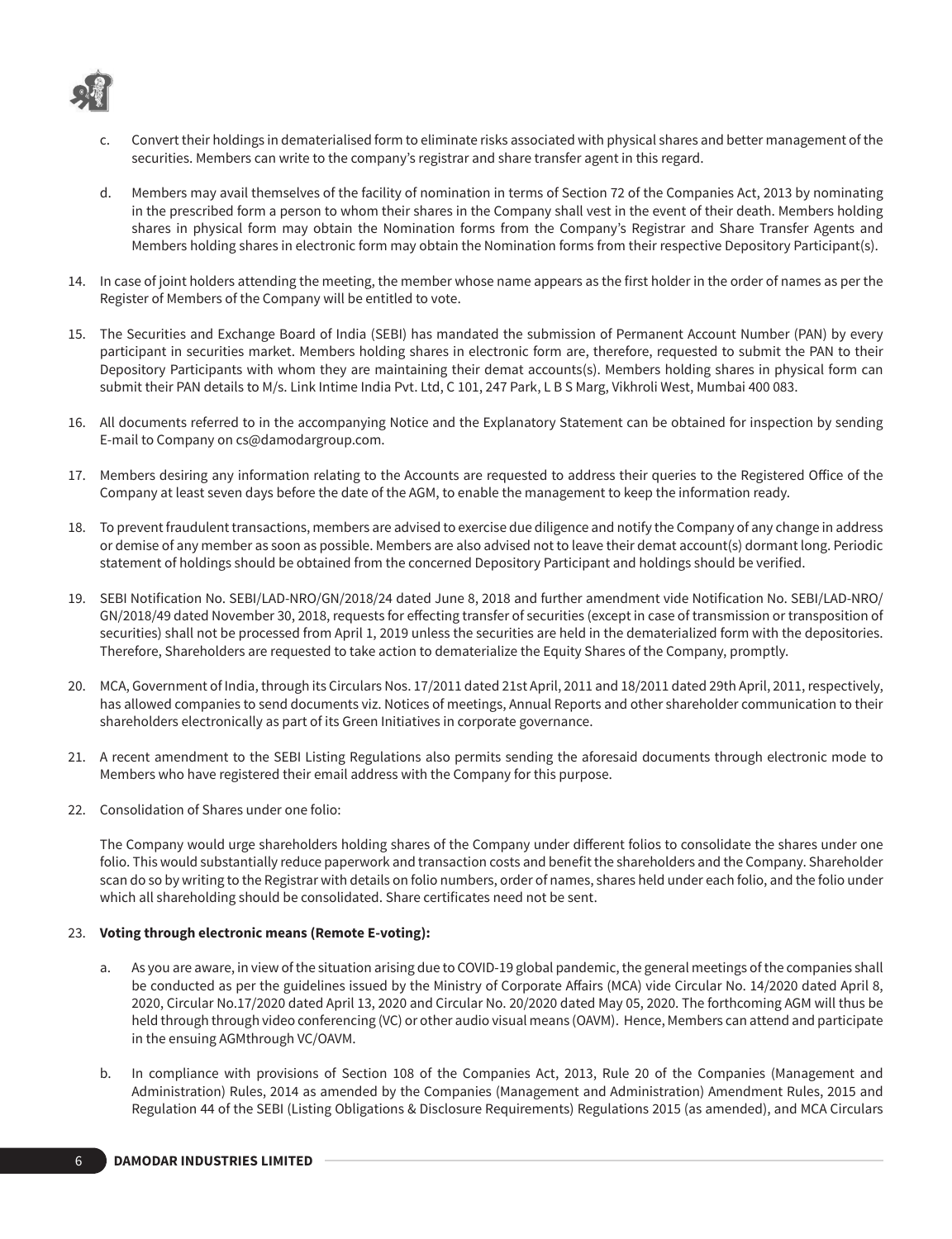c. Convert their holdings in dematerialised form to eliminate risks associated with physical shares and better management of the securities. Members can write to the company's registrar and share transfer agent in this regard.

d. Members may avail themselves of the facility of nomination in terms of Section 72 of the Companies Act, 2013 by nominating in the prescribed form a person to whom their shares in the Company shall vest in the event of their death. Members holding shares in physical form may obtain the Nomination forms from the Company's Registrar and Share Transfer Agents and Members holding shares in electronic form may obtain the Nomination forms from their respective Depository Participant(s).

14. In case of joint holders attending the meeting, the member whose name appears as the first holder in the order of names as per the Register of Members of the Company will be entitled to vote.

15. The Securities and Exchange Board of India (SEBI) has mandated the submission of Permanent Account Number (PAN) by every participant in securities market. Members holding shares in electronic form are, therefore, requested to submit the PAN to their Depository Participants with whom they are maintaining their demat accounts(s). Members holding shares in physical form can submit their PAN details to M/s. Link Intime India Pvt. Ltd, C 101, 247 Park, L B S Marg, Vikhroli West, Mumbai 400 083.

16. All documents referred to in the accompanying Notice and the Explanatory Statement can be obtained for inspection by sending E-mail to Company on cs@damodargroup.com.

17. Members desiring any information relating to the Accounts are requested to address their queries to the Registered Office of the Company at least seven days before the date of the AGM, to enable the management to keep the information ready.

18. To prevent fraudulent transactions, members are advised to exercise due diligence and notify the Company of any change in address or demise of any member as soon as possible. Members are also advised not to leave their demat account(s) dormant long. Periodic statement of holdings should be obtained from the concerned Depository Participant and holdings should be verified.

19. SEBI Notification No. SEBI/LAD-NRO/GN/2018/24 dated June 8, 2018 and further amendment vide Notification No. SEBI/LAD-NRO/GN/2018/49 dated November 30, 2018, requests for effecting transfer of securities (except in case of transmission or transposition of securities) shall not be processed from April 1, 2019 unless the securities are held in the dematerialized form with the depositories. Therefore, Shareholders are requested to take action to dematerialize the Equity Shares of the Company, promptly.

20. MCA, Government of India, through its Circulars Nos. 17/2011 dated 21st April, 2011 and 18/2011 dated 29th April, 2011, respectively, has allowed companies to send documents viz. Notices of meetings, Annual Reports and other shareholder communication to their shareholders electronically as part of its Green Initiatives in corporate governance.

21. A recent amendment to the SEBI Listing Regulations also permits sending the aforesaid documents through electronic mode to Members who have registered their email address with the Company for this purpose.

22. Consolidation of Shares under one folio:

    The Company would urge shareholders holding shares of the Company under different folios to consolidate the shares under one folio. This would substantially reduce paperwork and transaction costs and benefit the shareholders and the Company. Shareholder scan do so by writing to the Registrar with details on folio numbers, order of names, shares held under each folio, and the folio under which all shareholding should be consolidated. Share certificates need not be sent.

23. **Voting through electronic means (Remote E-voting):**

    a. As you are aware, in view of the situation arising due to COVID-19 global pandemic, the general meetings of the companies shall be conducted as per the guidelines issued by the Ministry of Corporate Affairs (MCA) vide Circular No. 14/2020 dated April 8, 2020, Circular No.17/2020 dated April 13, 2020 and Circular No. 20/2020 dated May 05, 2020. The forthcoming AGM will thus be held through through video conferencing (VC) or other audio visual means (OAVM). Hence, Members can attend and participate in the ensuing AGMthrough VC/OAVM.

    b. In compliance with provisions of Section 108 of the Companies Act, 2013, Rule 20 of the Companies (Management and Administration) Rules, 2014 as amended by the Companies (Management and Administration) Amendment Rules, 2015 and Regulation 44 of the SEBI (Listing Obligations & Disclosure Requirements) Regulations 2015 (as amended), and MCA Circulars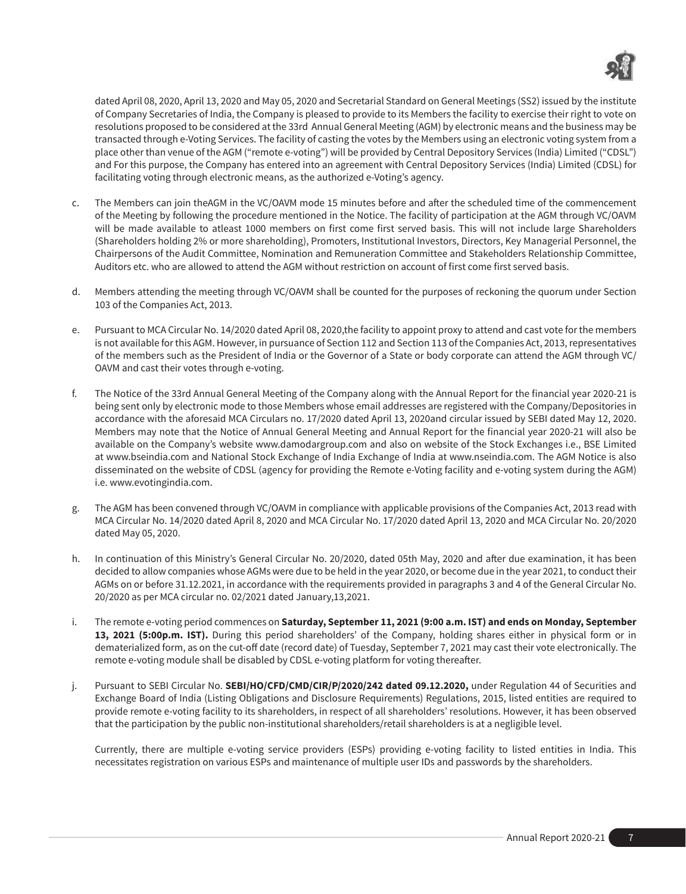dated April 08, 2020, April 13, 2020 and May 05, 2020 and Secretarial Standard on General Meetings (SS2) issued by the institute of Company Secretaries of India, the Company is pleased to provide to its Members the facility to exercise their right to vote on resolutions proposed to be considered at the 33rd Annual General Meeting (AGM) by electronic means and the business may be transacted through e-Voting Services. The facility of casting the votes by the Members using an electronic voting system from a place other than venue of the AGM ("remote e-voting") will be provided by Central Depository Services (India) Limited ("CDSL") and For this purpose, the Company has entered into an agreement with Central Depository Services (India) Limited (CDSL) for facilitating voting through electronic means, as the authorized e-Voting's agency.

c. The Members can join theAGM in the VC/OAVM mode 15 minutes before and after the scheduled time of the commencement of the Meeting by following the procedure mentioned in the Notice. The facility of participation at the AGM through VC/OAVM will be made available to atleast 1000 members on first come first served basis. This will not include large Shareholders (Shareholders holding 2% or more shareholding), Promoters, Institutional Investors, Directors, Key Managerial Personnel, the Chairpersons of the Audit Committee, Nomination and Remuneration Committee and Stakeholders Relationship Committee, Auditors etc. who are allowed to attend the AGM without restriction on account of first come first served basis.

d. Members attending the meeting through VC/OAVM shall be counted for the purposes of reckoning the quorum under Section 103 of the Companies Act, 2013.

e. Pursuant to MCA Circular No. 14/2020 dated April 08, 2020,the facility to appoint proxy to attend and cast vote for the members is not available for this AGM. However, in pursuance of Section 112 and Section 113 of the Companies Act, 2013, representatives of the members such as the President of India or the Governor of a State or body corporate can attend the AGM through VC/ OAVM and cast their votes through e-voting.

f. The Notice of the 33rd Annual General Meeting of the Company along with the Annual Report for the financial year 2020-21 is being sent only by electronic mode to those Members whose email addresses are registered with the Company/Depositories in accordance with the aforesaid MCA Circulars no. 17/2020 dated April 13, 2020and circular issued by SEBI dated May 12, 2020. Members may note that the Notice of Annual General Meeting and Annual Report for the financial year 2020-21 will also be available on the Company's website www.damodargroup.com and also on website of the Stock Exchanges i.e., BSE Limited at www.bseindia.com and National Stock Exchange of India Exchange of India at www.nseindia.com. The AGM Notice is also disseminated on the website of CDSL (agency for providing the Remote e-Voting facility and e-voting system during the AGM) i.e. www.evotingindia.com.

g. The AGM has been convened through VC/OAVM in compliance with applicable provisions of the Companies Act, 2013 read with MCA Circular No. 14/2020 dated April 8, 2020 and MCA Circular No. 17/2020 dated April 13, 2020 and MCA Circular No. 20/2020 dated May 05, 2020.

h. In continuation of this Ministry's General Circular No. 20/2020, dated 05th May, 2020 and after due examination, it has been decided to allow companies whose AGMs were due to be held in the year 2020, or become due in the year 2021, to conduct their AGMs on or before 31.12.2021, in accordance with the requirements provided in paragraphs 3 and 4 of the General Circular No. 20/2020 as per MCA circular no. 02/2021 dated January,13,2021.

i. The remote e-voting period commences on **Saturday, September 11, 2021 (9:00 a.m. IST) and ends on Monday, September 13, 2021 (5:00p.m. IST).** During this period shareholders' of the Company, holding shares either in physical form or in dematerialized form, as on the cut-off date (record date) of Tuesday, September 7, 2021 may cast their vote electronically. The remote e-voting module shall be disabled by CDSL e-voting platform for voting thereafter.

j. Pursuant to SEBI Circular No. **SEBI/HO/CFD/CMD/CIR/P/2020/242 dated 09.12.2020,** under Regulation 44 of Securities and Exchange Board of India (Listing Obligations and Disclosure Requirements) Regulations, 2015, listed entities are required to provide remote e-voting facility to its shareholders, in respect of all shareholders' resolutions. However, it has been observed that the participation by the public non-institutional shareholders/retail shareholders is at a negligible level.

   Currently, there are multiple e-voting service providers (ESPs) providing e-voting facility to listed entities in India. This necessitates registration on various ESPs and maintenance of multiple user IDs and passwords by the shareholders.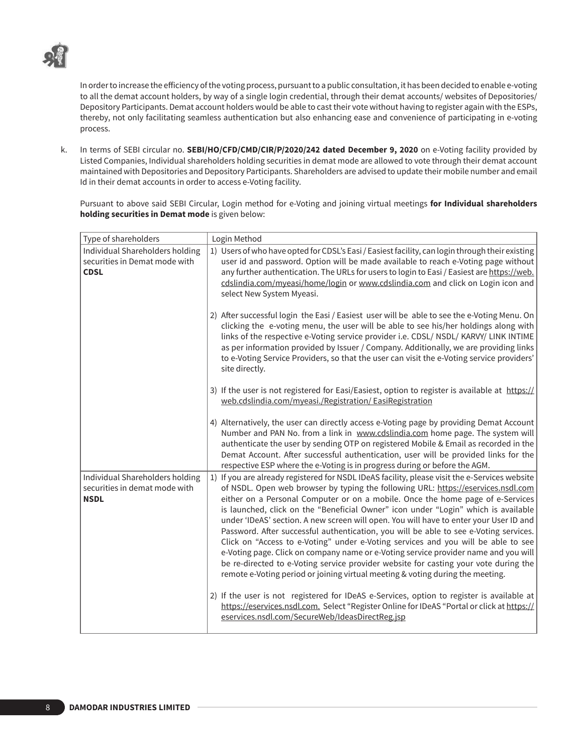In order to increase the efficiency of the voting process, pursuant to a public consultation, it has been decided to enable e-voting to all the demat account holders, by way of a single login credential, through their demat accounts/ websites of Depositories/ Depository Participants. Demat account holders would be able to cast their vote without having to register again with the ESPs, thereby, not only facilitating seamless authentication but also enhancing ease and convenience of participating in e-voting process.

k. In terms of SEBI circular no. **SEBI/HO/CFD/CMD/CIR/P/2020/242 dated December 9, 2020** on e-Voting facility provided by Listed Companies, Individual shareholders holding securities in demat mode are allowed to vote through their demat account maintained with Depositories and Depository Participants. Shareholders are advised to update their mobile number and email Id in their demat accounts in order to access e-Voting facility.

Pursuant to above said SEBI Circular, Login method for e-Voting and joining virtual meetings **for Individual shareholders holding securities in Demat mode** is given below:

| Type of shareholders | Login Method |
|---|---|
| Individual Shareholders holding securities in Demat mode with **CDSL** | 1) Users of who have opted for CDSL's Easi / Easiest facility, can login through their existing user id and password. Option will be made available to reach e-Voting page without any further authentication. The URLs for users to login to Easi / Easiest are https://web.cdslindia.com/myeasi/home/login or www.cdslindia.com and click on Login icon and select New System Myeasi.<br><br>2) After successful login the Easi / Easiest user will be able to see the e-Voting Menu. On clicking the e-voting menu, the user will be able to see his/her holdings along with links of the respective e-Voting service provider i.e. CDSL/ NSDL/ KARVY/ LINK INTIME as per information provided by Issuer / Company. Additionally, we are providing links to e-Voting Service Providers, so that the user can visit the e-Voting service providers' site directly.<br><br>3) If the user is not registered for Easi/Easiest, option to register is available at https://web.cdslindia.com/myeasi./Registration/ EasiRegistration<br><br>4) Alternatively, the user can directly access e-Voting page by providing Demat Account Number and PAN No. from a link in www.cdslindia.com home page. The system will authenticate the user by sending OTP on registered Mobile & Email as recorded in the Demat Account. After successful authentication, user will be provided links for the respective ESP where the e-Voting is in progress during or before the AGM. |
| Individual Shareholders holding securities in demat mode with **NSDL** | 1) If you are already registered for NSDL IDeAS facility, please visit the e-Services website of NSDL. Open web browser by typing the following URL: https://eservices.nsdl.com either on a Personal Computer or on a mobile. Once the home page of e-Services is launched, click on the "Beneficial Owner" icon under "Login" which is available under 'IDeAS' section. A new screen will open. You will have to enter your User ID and Password. After successful authentication, you will be able to see e-Voting services. Click on "Access to e-Voting" under e-Voting services and you will be able to see e-Voting page. Click on company name or e-Voting service provider name and you will be re-directed to e-Voting service provider website for casting your vote during the remote e-Voting period or joining virtual meeting & voting during the meeting.<br><br>2) If the user is not registered for IDeAS e-Services, option to register is available at https://eservices.nsdl.com. Select "Register Online for IDeAS "Portal or click at https://eservices.nsdl.com/SecureWeb/IdeasDirectReg.jsp |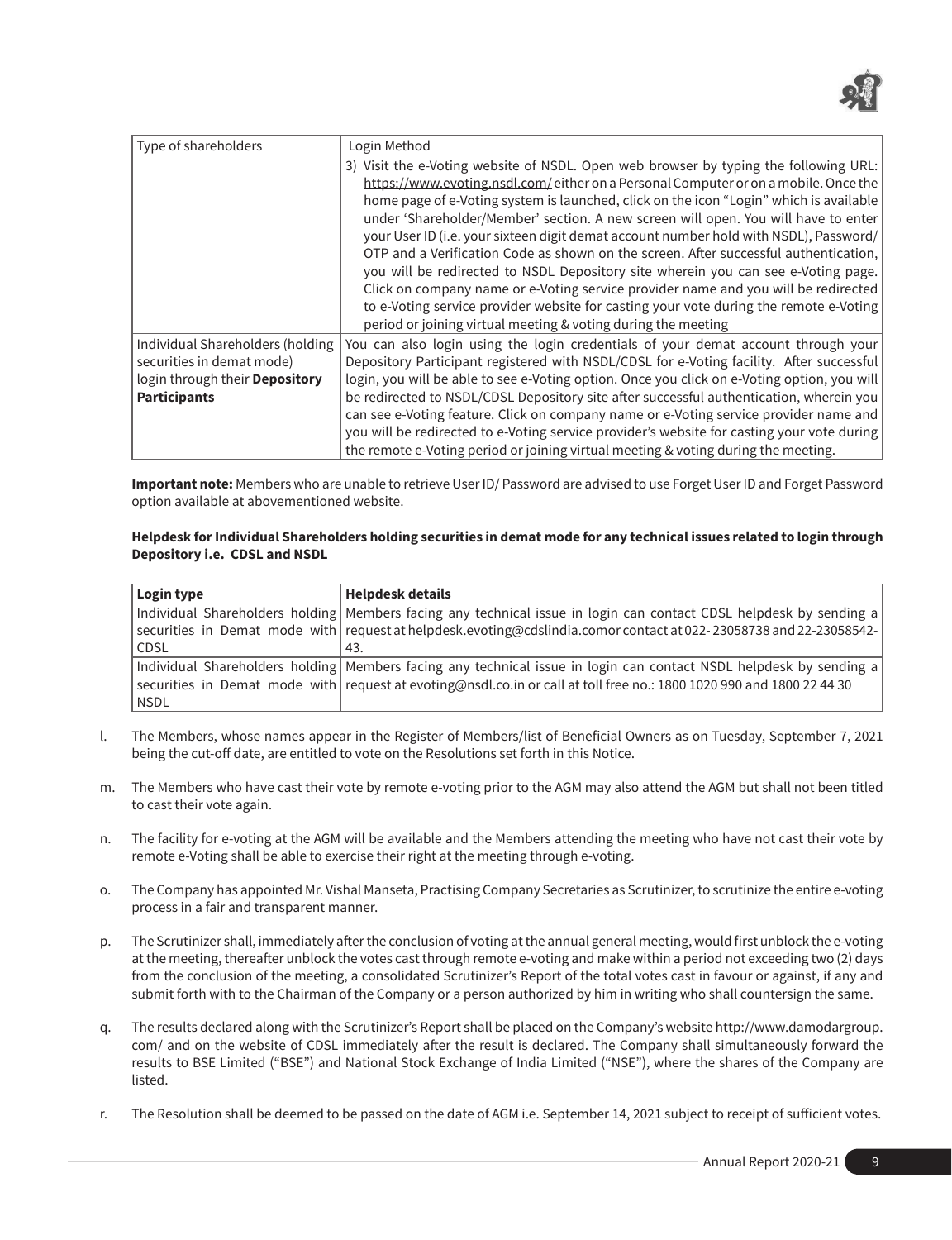| Type of shareholders | Login Method |
|---|---|
| | 3) Visit the e-Voting website of NSDL. Open web browser by typing the following URL: https://www.evoting.nsdl.com/ either on a Personal Computer or on a mobile. Once the home page of e-Voting system is launched, click on the icon "Login" which is available under 'Shareholder/Member' section. A new screen will open. You will have to enter your User ID (i.e. your sixteen digit demat account number hold with NSDL), Password/ OTP and a Verification Code as shown on the screen. After successful authentication, you will be redirected to NSDL Depository site wherein you can see e-Voting page. Click on company name or e-Voting service provider name and you will be redirected to e-Voting service provider website for casting your vote during the remote e-Voting period or joining virtual meeting & voting during the meeting |
| Individual Shareholders (holding securities in demat mode) login through their **Depository Participants** | You can also login using the login credentials of your demat account through your Depository Participant registered with NSDL/CDSL for e-Voting facility. After successful login, you will be able to see e-Voting option. Once you click on e-Voting option, you will be redirected to NSDL/CDSL Depository site after successful authentication, wherein you can see e-Voting feature. Click on company name or e-Voting service provider name and you will be redirected to e-Voting service provider's website for casting your vote during the remote e-Voting period or joining virtual meeting & voting during the meeting. |

**Important note:** Members who are unable to retrieve User ID/ Password are advised to use Forget User ID and Forget Password option available at abovementioned website.

**Helpdesk for Individual Shareholders holding securities in demat mode for any technical issues related to login through Depository i.e. CDSL and NSDL**

| Login type | Helpdesk details |
|---|---|
| Individual Shareholders holding securities in Demat mode with CDSL | Members facing any technical issue in login can contact CDSL helpdesk by sending a request at helpdesk.evoting@cdslindia.comor contact at 022- 23058738 and 22-23058542-43. |
| Individual Shareholders holding securities in Demat mode with NSDL | Members facing any technical issue in login can contact NSDL helpdesk by sending a request at evoting@nsdl.co.in or call at toll free no.: 1800 1020 990 and 1800 22 44 30 |

l. The Members, whose names appear in the Register of Members/list of Beneficial Owners as on Tuesday, September 7, 2021 being the cut-off date, are entitled to vote on the Resolutions set forth in this Notice.

m. The Members who have cast their vote by remote e-voting prior to the AGM may also attend the AGM but shall not been titled to cast their vote again.

n. The facility for e-voting at the AGM will be available and the Members attending the meeting who have not cast their vote by remote e-Voting shall be able to exercise their right at the meeting through e-voting.

o. The Company has appointed Mr. Vishal Manseta, Practising Company Secretaries as Scrutinizer, to scrutinize the entire e-voting process in a fair and transparent manner.

p. The Scrutinizer shall, immediately after the conclusion of voting at the annual general meeting, would first unblock the e-voting at the meeting, thereafter unblock the votes cast through remote e-voting and make within a period not exceeding two (2) days from the conclusion of the meeting, a consolidated Scrutinizer's Report of the total votes cast in favour or against, if any and submit forth with to the Chairman of the Company or a person authorized by him in writing who shall countersign the same.

q. The results declared along with the Scrutinizer's Report shall be placed on the Company's website http://www.damodargroup.com/ and on the website of CDSL immediately after the result is declared. The Company shall simultaneously forward the results to BSE Limited ("BSE") and National Stock Exchange of India Limited ("NSE"), where the shares of the Company are listed.

r. The Resolution shall be deemed to be passed on the date of AGM i.e. September 14, 2021 subject to receipt of sufficient votes.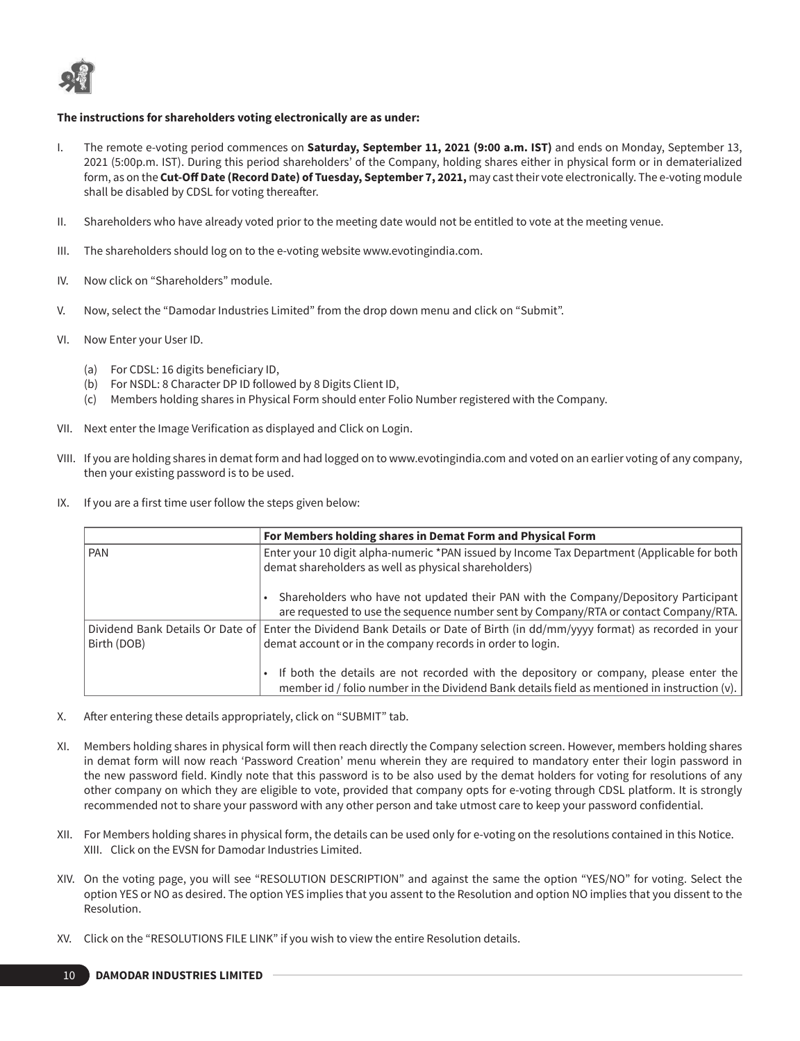**The instructions for shareholders voting electronically are as under:**

I. The remote e-voting period commences on **Saturday, September 11, 2021 (9:00 a.m. IST)** and ends on Monday, September 13, 2021 (5:00p.m. IST). During this period shareholders' of the Company, holding shares either in physical form or in dematerialized form, as on the **Cut-Off Date (Record Date) of Tuesday, September 7, 2021,** may cast their vote electronically. The e-voting module shall be disabled by CDSL for voting thereafter.

II. Shareholders who have already voted prior to the meeting date would not be entitled to vote at the meeting venue.

III. The shareholders should log on to the e-voting website www.evotingindia.com.

IV. Now click on "Shareholders" module.

V. Now, select the "Damodar Industries Limited" from the drop down menu and click on "Submit".

VI. Now Enter your User ID.

   (a) For CDSL: 16 digits beneficiary ID,
   (b) For NSDL: 8 Character DP ID followed by 8 Digits Client ID,
   (c) Members holding shares in Physical Form should enter Folio Number registered with the Company.

VII. Next enter the Image Verification as displayed and Click on Login.

VIII. If you are holding shares in demat form and had logged on to www.evotingindia.com and voted on an earlier voting of any company, then your existing password is to be used.

IX. If you are a first time user follow the steps given below:

| | **For Members holding shares in Demat Form and Physical Form** |
|---|---|
| PAN | Enter your 10 digit alpha-numeric *PAN issued by Income Tax Department (Applicable for both demat shareholders as well as physical shareholders)<br><br>• Shareholders who have not updated their PAN with the Company/Depository Participant are requested to use the sequence number sent by Company/RTA or contact Company/RTA. |
| Dividend Bank Details Or Date of Birth (DOB) | Enter the Dividend Bank Details or Date of Birth (in dd/mm/yyyy format) as recorded in your demat account or in the company records in order to login.<br><br>• If both the details are not recorded with the depository or company, please enter the member id / folio number in the Dividend Bank details field as mentioned in instruction (v). |

X. After entering these details appropriately, click on "SUBMIT" tab.

XI. Members holding shares in physical form will then reach directly the Company selection screen. However, members holding shares in demat form will now reach 'Password Creation' menu wherein they are required to mandatory enter their login password in the new password field. Kindly note that this password is to be also used by the demat holders for voting for resolutions of any other company on which they are eligible to vote, provided that company opts for e-voting through CDSL platform. It is strongly recommended not to share your password with any other person and take utmost care to keep your password confidential.

XII. For Members holding shares in physical form, the details can be used only for e-voting on the resolutions contained in this Notice.
XIII. Click on the EVSN for Damodar Industries Limited.

XIV. On the voting page, you will see "RESOLUTION DESCRIPTION" and against the same the option "YES/NO" for voting. Select the option YES or NO as desired. The option YES implies that you assent to the Resolution and option NO implies that you dissent to the Resolution.

XV. Click on the "RESOLUTIONS FILE LINK" if you wish to view the entire Resolution details.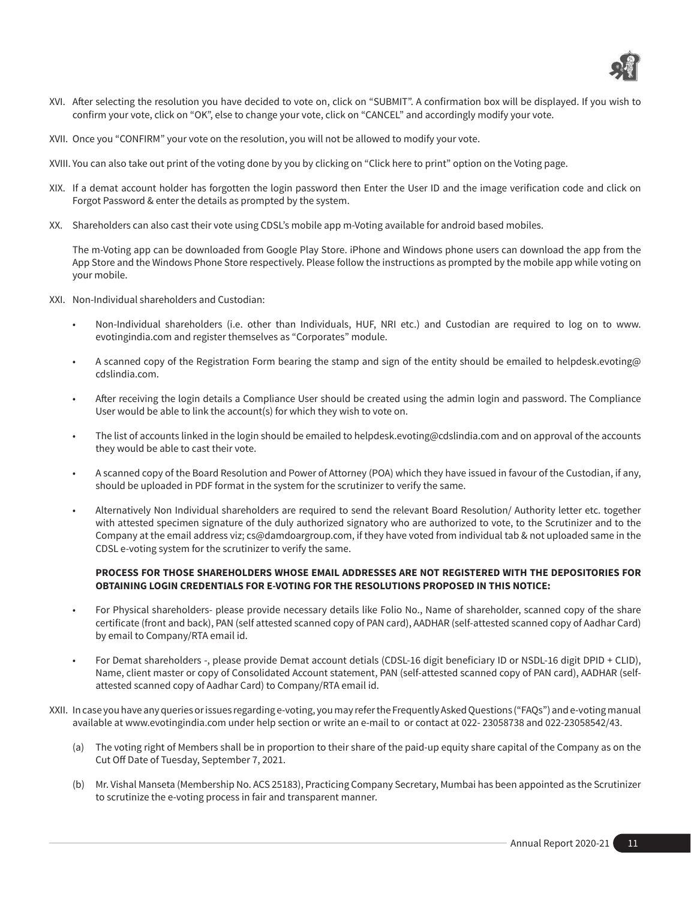XVI. After selecting the resolution you have decided to vote on, click on "SUBMIT". A confirmation box will be displayed. If you wish to confirm your vote, click on "OK", else to change your vote, click on "CANCEL" and accordingly modify your vote.

XVII. Once you "CONFIRM" your vote on the resolution, you will not be allowed to modify your vote.

XVIII. You can also take out print of the voting done by you by clicking on "Click here to print" option on the Voting page.

XIX. If a demat account holder has forgotten the login password then Enter the User ID and the image verification code and click on Forgot Password & enter the details as prompted by the system.

XX. Shareholders can also cast their vote using CDSL's mobile app m-Voting available for android based mobiles.

The m-Voting app can be downloaded from Google Play Store. iPhone and Windows phone users can download the app from the App Store and the Windows Phone Store respectively. Please follow the instructions as prompted by the mobile app while voting on your mobile.

XXI. Non-Individual shareholders and Custodian:

- Non-Individual shareholders (i.e. other than Individuals, HUF, NRI etc.) and Custodian are required to log on to www.evotingindia.com and register themselves as "Corporates" module.
- A scanned copy of the Registration Form bearing the stamp and sign of the entity should be emailed to helpdesk.evoting@cdslindia.com.
- After receiving the login details a Compliance User should be created using the admin login and password. The Compliance User would be able to link the account(s) for which they wish to vote on.
- The list of accounts linked in the login should be emailed to helpdesk.evoting@cdslindia.com and on approval of the accounts they would be able to cast their vote.
- A scanned copy of the Board Resolution and Power of Attorney (POA) which they have issued in favour of the Custodian, if any, should be uploaded in PDF format in the system for the scrutinizer to verify the same.
- Alternatively Non Individual shareholders are required to send the relevant Board Resolution/ Authority letter etc. together with attested specimen signature of the duly authorized signatory who are authorized to vote, to the Scrutinizer and to the Company at the email address viz; cs@damdoargroup.com, if they have voted from individual tab & not uploaded same in the CDSL e-voting system for the scrutinizer to verify the same.

**PROCESS FOR THOSE SHAREHOLDERS WHOSE EMAIL ADDRESSES ARE NOT REGISTERED WITH THE DEPOSITORIES FOR OBTAINING LOGIN CREDENTIALS FOR E-VOTING FOR THE RESOLUTIONS PROPOSED IN THIS NOTICE:**

- For Physical shareholders- please provide necessary details like Folio No., Name of shareholder, scanned copy of the share certificate (front and back), PAN (self attested scanned copy of PAN card), AADHAR (self-attested scanned copy of Aadhar Card) by email to Company/RTA email id.
- For Demat shareholders -, please provide Demat account detials (CDSL-16 digit beneficiary ID or NSDL-16 digit DPID + CLID), Name, client master or copy of Consolidated Account statement, PAN (self-attested scanned copy of PAN card), AADHAR (self-attested scanned copy of Aadhar Card) to Company/RTA email id.

XXII. In case you have any queries or issues regarding e-voting, you may refer the Frequently Asked Questions ("FAQs") and e-voting manual available at www.evotingindia.com under help section or write an e-mail to or contact at 022- 23058738 and 022-23058542/43.

(a) The voting right of Members shall be in proportion to their share of the paid-up equity share capital of the Company as on the Cut Off Date of Tuesday, September 7, 2021.

(b) Mr. Vishal Manseta (Membership No. ACS 25183), Practicing Company Secretary, Mumbai has been appointed as the Scrutinizer to scrutinize the e-voting process in fair and transparent manner.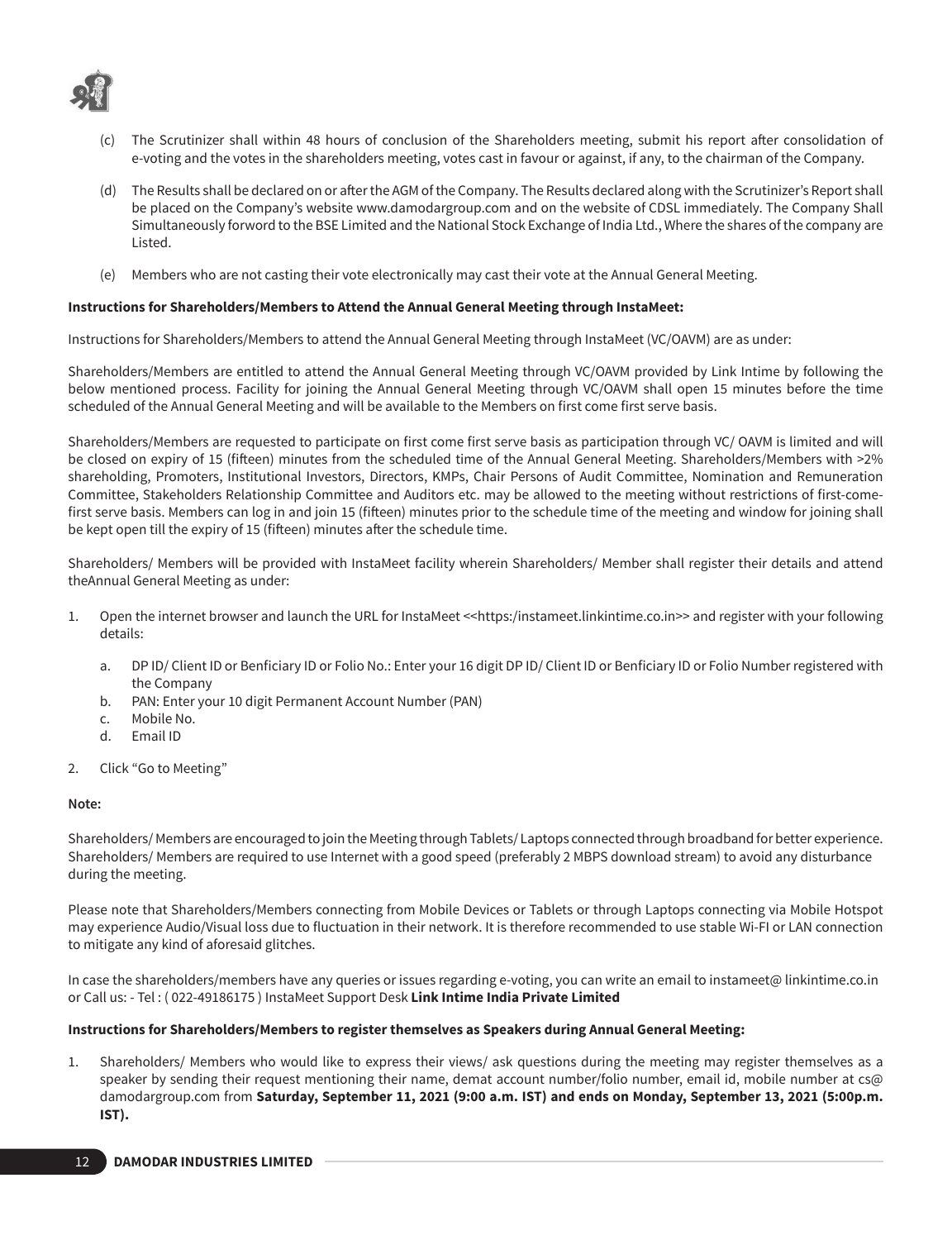(c) The Scrutinizer shall within 48 hours of conclusion of the Shareholders meeting, submit his report after consolidation of e-voting and the votes in the shareholders meeting, votes cast in favour or against, if any, to the chairman of the Company.

(d) The Results shall be declared on or after the AGM of the Company. The Results declared along with the Scrutinizer's Report shall be placed on the Company's website www.damodargroup.com and on the website of CDSL immediately. The Company Shall Simultaneously forword to the BSE Limited and the National Stock Exchange of India Ltd., Where the shares of the company are Listed.

(e) Members who are not casting their vote electronically may cast their vote at the Annual General Meeting.

**Instructions for Shareholders/Members to Attend the Annual General Meeting through InstaMeet:**

Instructions for Shareholders/Members to attend the Annual General Meeting through InstaMeet (VC/OAVM) are as under:

Shareholders/Members are entitled to attend the Annual General Meeting through VC/OAVM provided by Link Intime by following the below mentioned process. Facility for joining the Annual General Meeting through VC/OAVM shall open 15 minutes before the time scheduled of the Annual General Meeting and will be available to the Members on first come first serve basis.

Shareholders/Members are requested to participate on first come first serve basis as participation through VC/ OAVM is limited and will be closed on expiry of 15 (fifteen) minutes from the scheduled time of the Annual General Meeting. Shareholders/Members with >2% shareholding, Promoters, Institutional Investors, Directors, KMPs, Chair Persons of Audit Committee, Nomination and Remuneration Committee, Stakeholders Relationship Committee and Auditors etc. may be allowed to the meeting without restrictions of first-come-first serve basis. Members can log in and join 15 (fifteen) minutes prior to the schedule time of the meeting and window for joining shall be kept open till the expiry of 15 (fifteen) minutes after the schedule time.

Shareholders/ Members will be provided with InstaMeet facility wherein Shareholders/ Member shall register their details and attend theAnnual General Meeting as under:

1. Open the internet browser and launch the URL for InstaMeet <<https:/instameet.linkintime.co.in>> and register with your following details:

   a. DP ID/ Client ID or Benficiary ID or Folio No.: Enter your 16 digit DP ID/ Client ID or Benficiary ID or Folio Number registered with the Company
   b. PAN: Enter your 10 digit Permanent Account Number (PAN)
   c. Mobile No.
   d. Email ID

2. Click "Go to Meeting"

**Note:**

Shareholders/ Members are encouraged to join the Meeting through Tablets/ Laptops connected through broadband for better experience. Shareholders/ Members are required to use Internet with a good speed (preferably 2 MBPS download stream) to avoid any disturbance during the meeting.

Please note that Shareholders/Members connecting from Mobile Devices or Tablets or through Laptops connecting via Mobile Hotspot may experience Audio/Visual loss due to fluctuation in their network. It is therefore recommended to use stable Wi-FI or LAN connection to mitigate any kind of aforesaid glitches.

In case the shareholders/members have any queries or issues regarding e-voting, you can write an email to instameet@ linkintime.co.in or Call us: - Tel : ( 022-49186175 ) InstaMeet Support Desk **Link Intime India Private Limited**

**Instructions for Shareholders/Members to register themselves as Speakers during Annual General Meeting:**

1. Shareholders/ Members who would like to express their views/ ask questions during the meeting may register themselves as a speaker by sending their request mentioning their name, demat account number/folio number, email id, mobile number at cs@ damodargroup.com from **Saturday, September 11, 2021 (9:00 a.m. IST) and ends on Monday, September 13, 2021 (5:00p.m. IST).**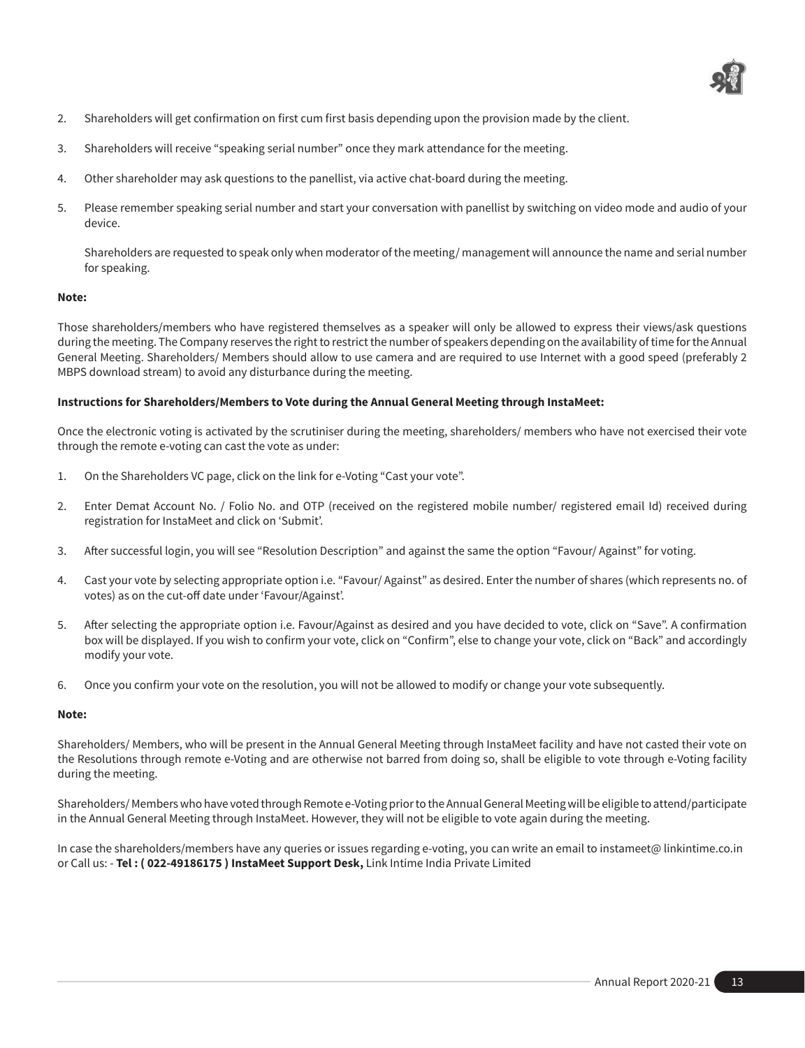2. Shareholders will get confirmation on first cum first basis depending upon the provision made by the client.

3. Shareholders will receive "speaking serial number" once they mark attendance for the meeting.

4. Other shareholder may ask questions to the panellist, via active chat-board during the meeting.

5. Please remember speaking serial number and start your conversation with panellist by switching on video mode and audio of your device.

   Shareholders are requested to speak only when moderator of the meeting/ management will announce the name and serial number for speaking.

**Note:**

Those shareholders/members who have registered themselves as a speaker will only be allowed to express their views/ask questions during the meeting. The Company reserves the right to restrict the number of speakers depending on the availability of time for the Annual General Meeting. Shareholders/ Members should allow to use camera and are required to use Internet with a good speed (preferably 2 MBPS download stream) to avoid any disturbance during the meeting.

**Instructions for Shareholders/Members to Vote during the Annual General Meeting through InstaMeet:**

Once the electronic voting is activated by the scrutiniser during the meeting, shareholders/ members who have not exercised their vote through the remote e-voting can cast the vote as under:

1. On the Shareholders VC page, click on the link for e-Voting "Cast your vote".

2. Enter Demat Account No. / Folio No. and OTP (received on the registered mobile number/ registered email Id) received during registration for InstaMeet and click on 'Submit'.

3. After successful login, you will see "Resolution Description" and against the same the option "Favour/ Against" for voting.

4. Cast your vote by selecting appropriate option i.e. "Favour/ Against" as desired. Enter the number of shares (which represents no. of votes) as on the cut-off date under 'Favour/Against'.

5. After selecting the appropriate option i.e. Favour/Against as desired and you have decided to vote, click on "Save". A confirmation box will be displayed. If you wish to confirm your vote, click on "Confirm", else to change your vote, click on "Back" and accordingly modify your vote.

6. Once you confirm your vote on the resolution, you will not be allowed to modify or change your vote subsequently.

**Note:**

Shareholders/ Members, who will be present in the Annual General Meeting through InstaMeet facility and have not casted their vote on the Resolutions through remote e-Voting and are otherwise not barred from doing so, shall be eligible to vote through e-Voting facility during the meeting.

Shareholders/ Members who have voted through Remote e-Voting prior to the Annual General Meeting will be eligible to attend/participate in the Annual General Meeting through InstaMeet. However, they will not be eligible to vote again during the meeting.

In case the shareholders/members have any queries or issues regarding e-voting, you can write an email to instameet@ linkintime.co.in or Call us: - **Tel : ( 022-49186175 ) InstaMeet Support Desk,** Link Intime India Private Limited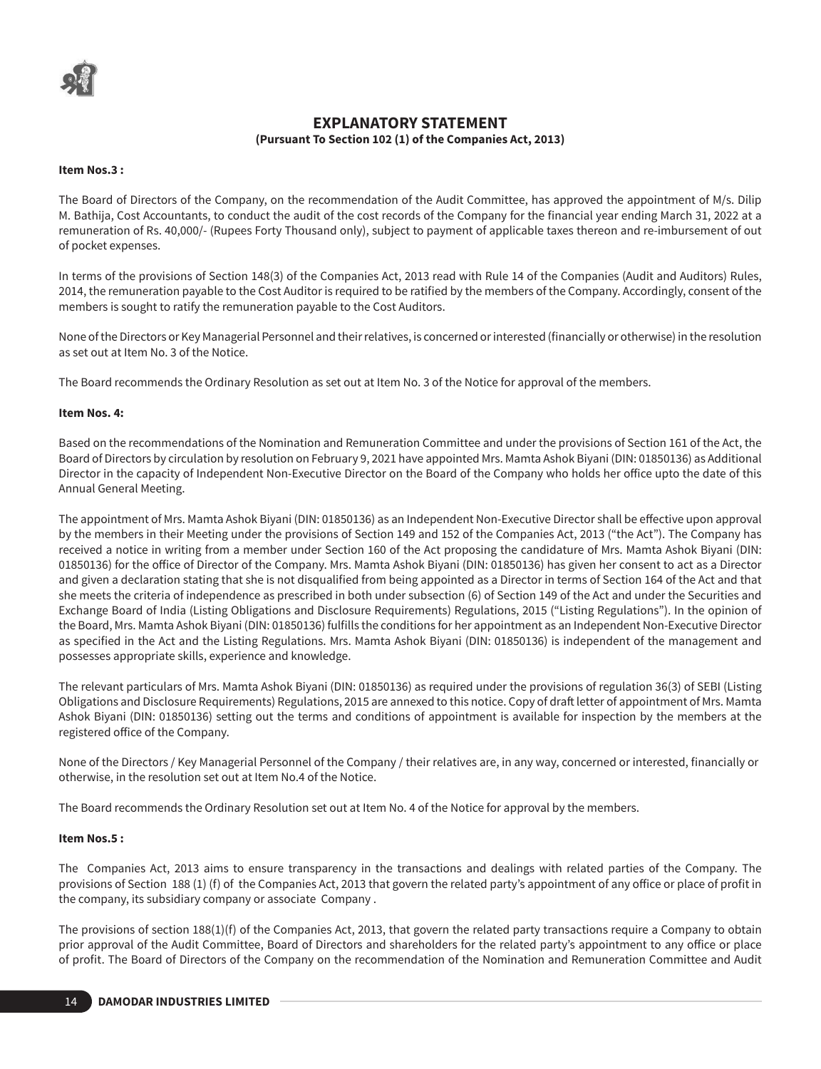# EXPLANATORY STATEMENT

**(Pursuant To Section 102 (1) of the Companies Act, 2013)**

**Item Nos.3 :**

The Board of Directors of the Company, on the recommendation of the Audit Committee, has approved the appointment of M/s. Dilip M. Bathija, Cost Accountants, to conduct the audit of the cost records of the Company for the financial year ending March 31, 2022 at a remuneration of Rs. 40,000/- (Rupees Forty Thousand only), subject to payment of applicable taxes thereon and re-imbursement of out of pocket expenses.

In terms of the provisions of Section 148(3) of the Companies Act, 2013 read with Rule 14 of the Companies (Audit and Auditors) Rules, 2014, the remuneration payable to the Cost Auditor is required to be ratified by the members of the Company. Accordingly, consent of the members is sought to ratify the remuneration payable to the Cost Auditors.

None of the Directors or Key Managerial Personnel and their relatives, is concerned or interested (financially or otherwise) in the resolution as set out at Item No. 3 of the Notice.

The Board recommends the Ordinary Resolution as set out at Item No. 3 of the Notice for approval of the members.

**Item Nos. 4:**

Based on the recommendations of the Nomination and Remuneration Committee and under the provisions of Section 161 of the Act, the Board of Directors by circulation by resolution on February 9, 2021 have appointed Mrs. Mamta Ashok Biyani (DIN: 01850136) as Additional Director in the capacity of Independent Non-Executive Director on the Board of the Company who holds her office upto the date of this Annual General Meeting.

The appointment of Mrs. Mamta Ashok Biyani (DIN: 01850136) as an Independent Non-Executive Director shall be effective upon approval by the members in their Meeting under the provisions of Section 149 and 152 of the Companies Act, 2013 ("the Act"). The Company has received a notice in writing from a member under Section 160 of the Act proposing the candidature of Mrs. Mamta Ashok Biyani (DIN: 01850136) for the office of Director of the Company. Mrs. Mamta Ashok Biyani (DIN: 01850136) has given her consent to act as a Director and given a declaration stating that she is not disqualified from being appointed as a Director in terms of Section 164 of the Act and that she meets the criteria of independence as prescribed in both under subsection (6) of Section 149 of the Act and under the Securities and Exchange Board of India (Listing Obligations and Disclosure Requirements) Regulations, 2015 ("Listing Regulations"). In the opinion of the Board, Mrs. Mamta Ashok Biyani (DIN: 01850136) fulfills the conditions for her appointment as an Independent Non-Executive Director as specified in the Act and the Listing Regulations. Mrs. Mamta Ashok Biyani (DIN: 01850136) is independent of the management and possesses appropriate skills, experience and knowledge.

The relevant particulars of Mrs. Mamta Ashok Biyani (DIN: 01850136) as required under the provisions of regulation 36(3) of SEBI (Listing Obligations and Disclosure Requirements) Regulations, 2015 are annexed to this notice. Copy of draft letter of appointment of Mrs. Mamta Ashok Biyani (DIN: 01850136) setting out the terms and conditions of appointment is available for inspection by the members at the registered office of the Company.

None of the Directors / Key Managerial Personnel of the Company / their relatives are, in any way, concerned or interested, financially or otherwise, in the resolution set out at Item No.4 of the Notice.

The Board recommends the Ordinary Resolution set out at Item No. 4 of the Notice for approval by the members.

**Item Nos.5 :**

The Companies Act, 2013 aims to ensure transparency in the transactions and dealings with related parties of the Company. The provisions of Section 188 (1) (f) of the Companies Act, 2013 that govern the related party's appointment of any office or place of profit in the company, its subsidiary company or associate Company .

The provisions of section 188(1)(f) of the Companies Act, 2013, that govern the related party transactions require a Company to obtain prior approval of the Audit Committee, Board of Directors and shareholders for the related party's appointment to any office or place of profit. The Board of Directors of the Company on the recommendation of the Nomination and Remuneration Committee and Audit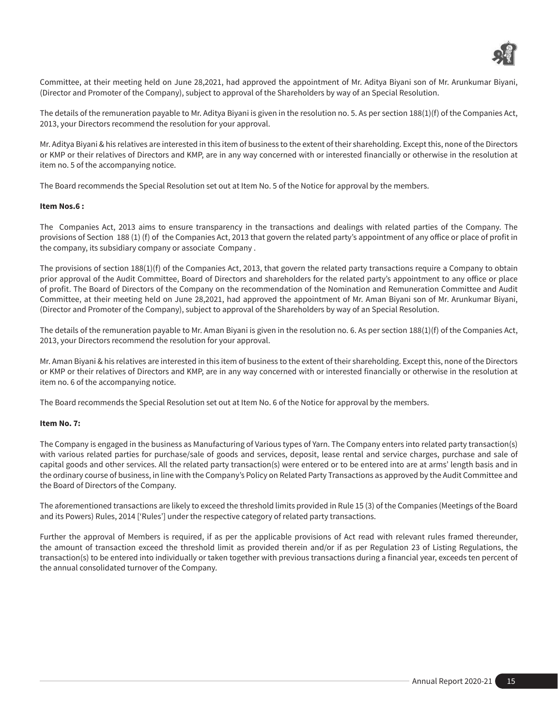Committee, at their meeting held on June 28,2021, had approved the appointment of Mr. Aditya Biyani son of Mr. Arunkumar Biyani, (Director and Promoter of the Company), subject to approval of the Shareholders by way of an Special Resolution.

The details of the remuneration payable to Mr. Aditya Biyani is given in the resolution no. 5. As per section 188(1)(f) of the Companies Act, 2013, your Directors recommend the resolution for your approval.

Mr. Aditya Biyani & his relatives are interested in this item of business to the extent of their shareholding. Except this, none of the Directors or KMP or their relatives of Directors and KMP, are in any way concerned with or interested financially or otherwise in the resolution at item no. 5 of the accompanying notice.

The Board recommends the Special Resolution set out at Item No. 5 of the Notice for approval by the members.

**Item Nos.6 :**

The Companies Act, 2013 aims to ensure transparency in the transactions and dealings with related parties of the Company. The provisions of Section 188 (1) (f) of the Companies Act, 2013 that govern the related party's appointment of any office or place of profit in the company, its subsidiary company or associate Company .

The provisions of section 188(1)(f) of the Companies Act, 2013, that govern the related party transactions require a Company to obtain prior approval of the Audit Committee, Board of Directors and shareholders for the related party's appointment to any office or place of profit. The Board of Directors of the Company on the recommendation of the Nomination and Remuneration Committee and Audit Committee, at their meeting held on June 28,2021, had approved the appointment of Mr. Aman Biyani son of Mr. Arunkumar Biyani, (Director and Promoter of the Company), subject to approval of the Shareholders by way of an Special Resolution.

The details of the remuneration payable to Mr. Aman Biyani is given in the resolution no. 6. As per section 188(1)(f) of the Companies Act, 2013, your Directors recommend the resolution for your approval.

Mr. Aman Biyani & his relatives are interested in this item of business to the extent of their shareholding. Except this, none of the Directors or KMP or their relatives of Directors and KMP, are in any way concerned with or interested financially or otherwise in the resolution at item no. 6 of the accompanying notice.

The Board recommends the Special Resolution set out at Item No. 6 of the Notice for approval by the members.

**Item No. 7:**

The Company is engaged in the business as Manufacturing of Various types of Yarn. The Company enters into related party transaction(s) with various related parties for purchase/sale of goods and services, deposit, lease rental and service charges, purchase and sale of capital goods and other services. All the related party transaction(s) were entered or to be entered into are at arms' length basis and in the ordinary course of business, in line with the Company's Policy on Related Party Transactions as approved by the Audit Committee and the Board of Directors of the Company.

The aforementioned transactions are likely to exceed the threshold limits provided in Rule 15 (3) of the Companies (Meetings of the Board and its Powers) Rules, 2014 ['Rules'] under the respective category of related party transactions.

Further the approval of Members is required, if as per the applicable provisions of Act read with relevant rules framed thereunder, the amount of transaction exceed the threshold limit as provided therein and/or if as per Regulation 23 of Listing Regulations, the transaction(s) to be entered into individually or taken together with previous transactions during a financial year, exceeds ten percent of the annual consolidated turnover of the Company.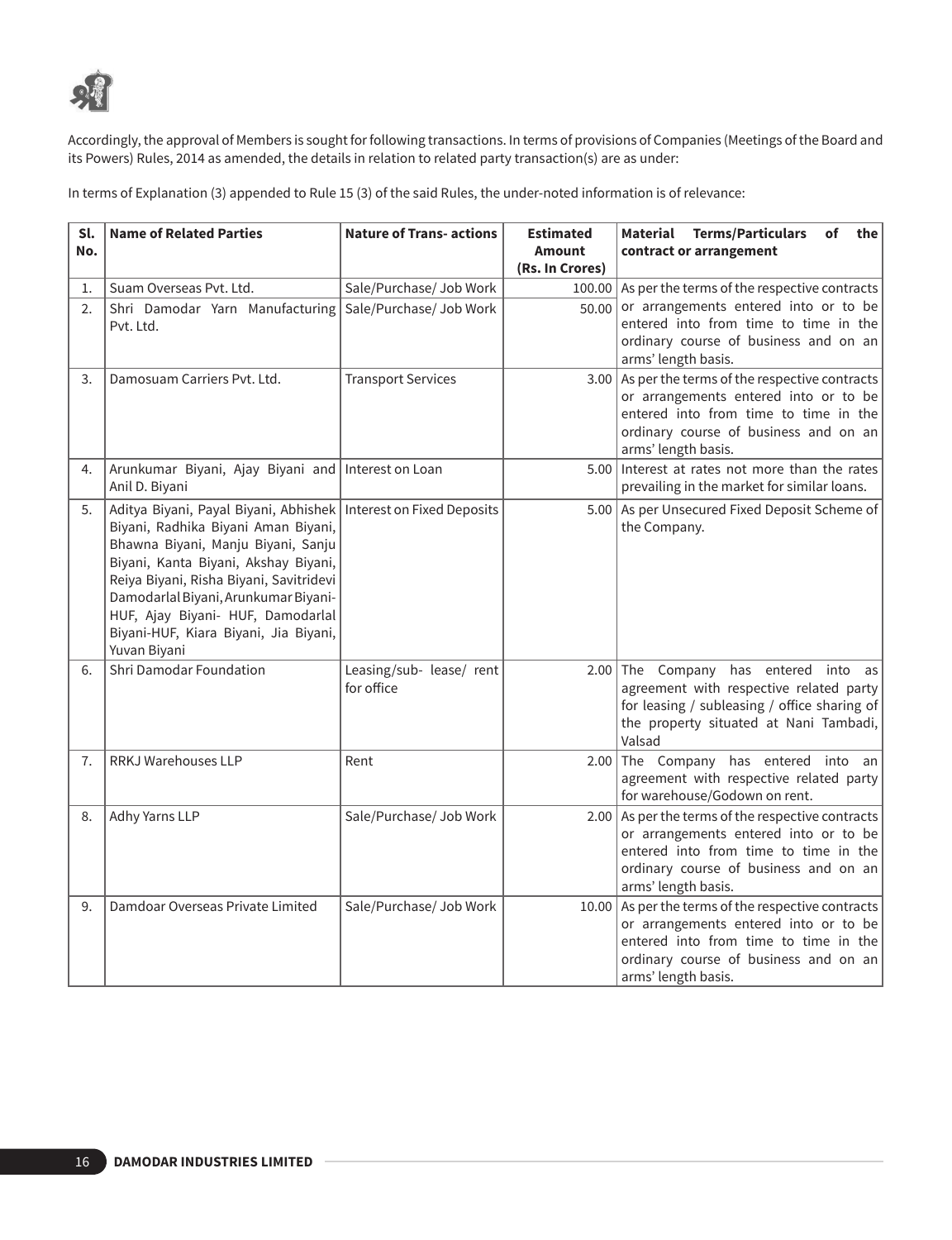Accordingly, the approval of Members is sought for following transactions. In terms of provisions of Companies (Meetings of the Board and its Powers) Rules, 2014 as amended, the details in relation to related party transaction(s) are as under:

In terms of Explanation (3) appended to Rule 15 (3) of the said Rules, the under-noted information is of relevance:

| Sl. No. | Name of Related Parties | Nature of Trans- actions | Estimated Amount (Rs. In Crores) | Material Terms/Particulars of the contract or arrangement |
|---|---|---|---|---|
| 1. | Suam Overseas Pvt. Ltd. | Sale/Purchase/ Job Work | 100.00 | As per the terms of the respective contracts or arrangements entered into or to be entered into from time to time in the ordinary course of business and on an arms' length basis. |
| 2. | Shri Damodar Yarn Manufacturing Pvt. Ltd. | Sale/Purchase/ Job Work | 50.00 | |
| 3. | Damosuam Carriers Pvt. Ltd. | Transport Services | 3.00 | As per the terms of the respective contracts or arrangements entered into or to be entered into from time to time in the ordinary course of business and on an arms' length basis. |
| 4. | Arunkumar Biyani, Ajay Biyani and Anil D. Biyani | Interest on Loan | 5.00 | Interest at rates not more than the rates prevailing in the market for similar loans. |
| 5. | Aditya Biyani, Payal Biyani, Abhishek Biyani, Radhika Biyani Aman Biyani, Bhawna Biyani, Manju Biyani, Sanju Biyani, Kanta Biyani, Akshay Biyani, Reiya Biyani, Risha Biyani, Savitridevi Damodarlal Biyani, Arunkumar Biyani-HUF, Ajay Biyani- HUF, Damodarlal Biyani-HUF, Kiara Biyani, Jia Biyani, Yuvan Biyani | Interest on Fixed Deposits | 5.00 | As per Unsecured Fixed Deposit Scheme of the Company. |
| 6. | Shri Damodar Foundation | Leasing/sub- lease/ rent for office | 2.00 | The Company has entered into as agreement with respective related party for leasing / subleasing / office sharing of the property situated at Nani Tambadi, Valsad |
| 7. | RRKJ Warehouses LLP | Rent | 2.00 | The Company has entered into an agreement with respective related party for warehouse/Godown on rent. |
| 8. | Adhy Yarns LLP | Sale/Purchase/ Job Work | 2.00 | As per the terms of the respective contracts or arrangements entered into or to be entered into from time to time in the ordinary course of business and on an arms' length basis. |
| 9. | Damdoar Overseas Private Limited | Sale/Purchase/ Job Work | 10.00 | As per the terms of the respective contracts or arrangements entered into or to be entered into from time to time in the ordinary course of business and on an arms' length basis. |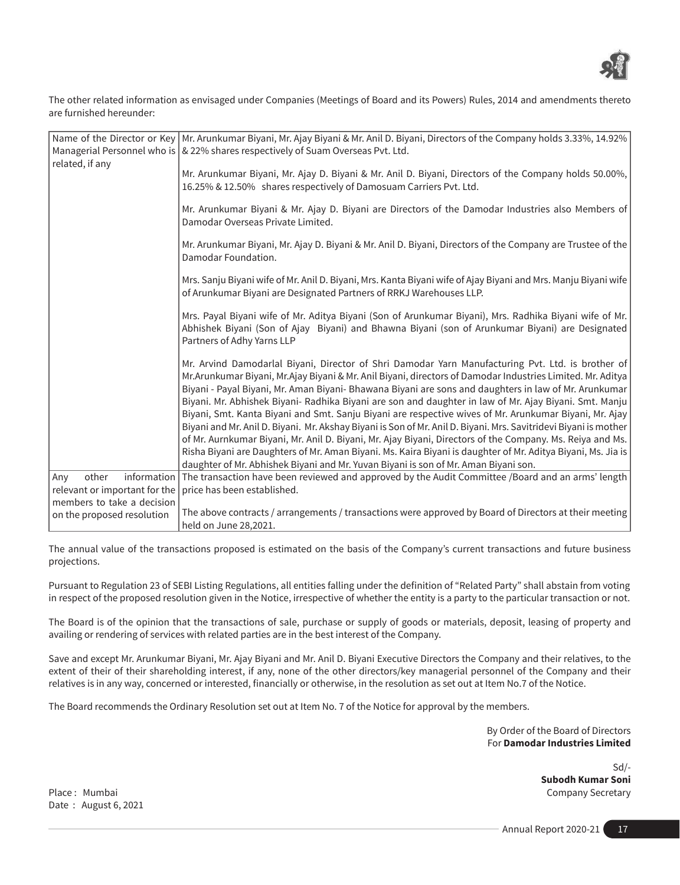The other related information as envisaged under Companies (Meetings of Board and its Powers) Rules, 2014 and amendments thereto are furnished hereunder:

| | |
|---|---|
| Name of the Director or Key Managerial Personnel who is related, if any | Mr. Arunkumar Biyani, Mr. Ajay Biyani & Mr. Anil D. Biyani, Directors of the Company holds 3.33%, 14.92% & 22% shares respectively of Suam Overseas Pvt. Ltd.<br><br>Mr. Arunkumar Biyani, Mr. Ajay D. Biyani & Mr. Anil D. Biyani, Directors of the Company holds 50.00%, 16.25% & 12.50% shares respectively of Damosuam Carriers Pvt. Ltd.<br><br>Mr. Arunkumar Biyani & Mr. Ajay D. Biyani are Directors of the Damodar Industries also Members of Damodar Overseas Private Limited.<br><br>Mr. Arunkumar Biyani, Mr. Ajay D. Biyani & Mr. Anil D. Biyani, Directors of the Company are Trustee of the Damodar Foundation.<br><br>Mrs. Sanju Biyani wife of Mr. Anil D. Biyani, Mrs. Kanta Biyani wife of Ajay Biyani and Mrs. Manju Biyani wife of Arunkumar Biyani are Designated Partners of RRKJ Warehouses LLP.<br><br>Mrs. Payal Biyani wife of Mr. Aditya Biyani (Son of Arunkumar Biyani), Mrs. Radhika Biyani wife of Mr. Abhishek Biyani (Son of Ajay Biyani) and Bhawna Biyani (son of Arunkumar Biyani) are Designated Partners of Adhy Yarns LLP<br><br>Mr. Arvind Damodarlal Biyani, Director of Shri Damodar Yarn Manufacturing Pvt. Ltd. is brother of Mr.Arunkumar Biyani, Mr.Ajay Biyani & Mr. Anil Biyani, directors of Damodar Industries Limited. Mr. Aditya Biyani - Payal Biyani, Mr. Aman Biyani- Bhawana Biyani are sons and daughters in law of Mr. Arunkumar Biyani. Mr. Abhishek Biyani- Radhika Biyani are son and daughter in law of Mr. Ajay Biyani. Smt. Manju Biyani, Smt. Kanta Biyani and Smt. Sanju Biyani are respective wives of Mr. Arunkumar Biyani, Mr. Ajay Biyani and Mr. Anil D. Biyani. Mr. Akshay Biyani is Son of Mr. Anil D. Biyani. Mrs. Savitridevi Biyani is mother of Mr. Aurnkumar Biyani, Mr. Anil D. Biyani, Mr. Ajay Biyani, Directors of the Company. Ms. Reiya and Ms. Risha Biyani are Daughters of Mr. Aman Biyani. Ms. Kaira Biyani is daughter of Mr. Aditya Biyani, Ms. Jia is daughter of Mr. Abhishek Biyani and Mr. Yuvan Biyani is son of Mr. Aman Biyani son. |
| Any other information relevant or important for the members to take a decision on the proposed resolution | The transaction have been reviewed and approved by the Audit Committee /Board and an arms' length price has been established.<br><br>The above contracts / arrangements / transactions were approved by Board of Directors at their meeting held on June 28,2021. |

The annual value of the transactions proposed is estimated on the basis of the Company's current transactions and future business projections.

Pursuant to Regulation 23 of SEBI Listing Regulations, all entities falling under the definition of "Related Party" shall abstain from voting in respect of the proposed resolution given in the Notice, irrespective of whether the entity is a party to the particular transaction or not.

The Board is of the opinion that the transactions of sale, purchase or supply of goods or materials, deposit, leasing of property and availing or rendering of services with related parties are in the best interest of the Company.

Save and except Mr. Arunkumar Biyani, Mr. Ajay Biyani and Mr. Anil D. Biyani Executive Directors the Company and their relatives, to the extent of their of their shareholding interest, if any, none of the other directors/key managerial personnel of the Company and their relatives is in any way, concerned or interested, financially or otherwise, in the resolution as set out at Item No.7 of the Notice.

The Board recommends the Ordinary Resolution set out at Item No. 7 of the Notice for approval by the members.

By Order of the Board of Directors
For **Damodar Industries Limited**

Sd/-
**Subodh Kumar Soni**
Company Secretary

Place : Mumbai
Date : August 6, 2021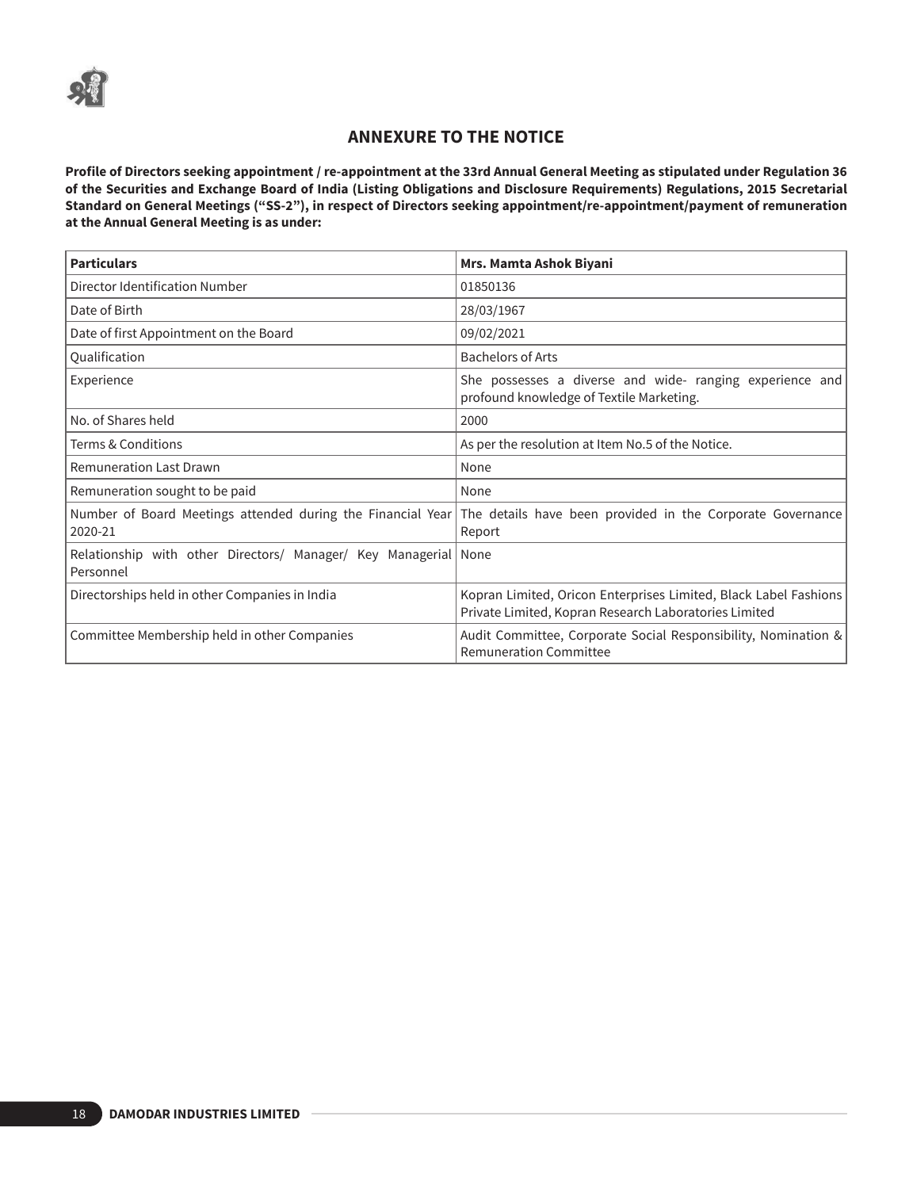## ANNEXURE TO THE NOTICE

**Profile of Directors seeking appointment / re-appointment at the 33rd Annual General Meeting as stipulated under Regulation 36 of the Securities and Exchange Board of India (Listing Obligations and Disclosure Requirements) Regulations, 2015 Secretarial Standard on General Meetings ("SS-2"), in respect of Directors seeking appointment/re-appointment/payment of remuneration at the Annual General Meeting is as under:**

| **Particulars** | **Mrs. Mamta Ashok Biyani** |
| --- | --- |
| Director Identification Number | 01850136 |
| Date of Birth | 28/03/1967 |
| Date of first Appointment on the Board | 09/02/2021 |
| Qualification | Bachelors of Arts |
| Experience | She possesses a diverse and wide- ranging experience and profound knowledge of Textile Marketing. |
| No. of Shares held | 2000 |
| Terms & Conditions | As per the resolution at Item No.5 of the Notice. |
| Remuneration Last Drawn | None |
| Remuneration sought to be paid | None |
| Number of Board Meetings attended during the Financial Year 2020-21 | The details have been provided in the Corporate Governance Report |
| Relationship with other Directors/ Manager/ Key Managerial Personnel | None |
| Directorships held in other Companies in India | Kopran Limited, Oricon Enterprises Limited, Black Label Fashions Private Limited, Kopran Research Laboratories Limited |
| Committee Membership held in other Companies | Audit Committee, Corporate Social Responsibility, Nomination & Remuneration Committee |